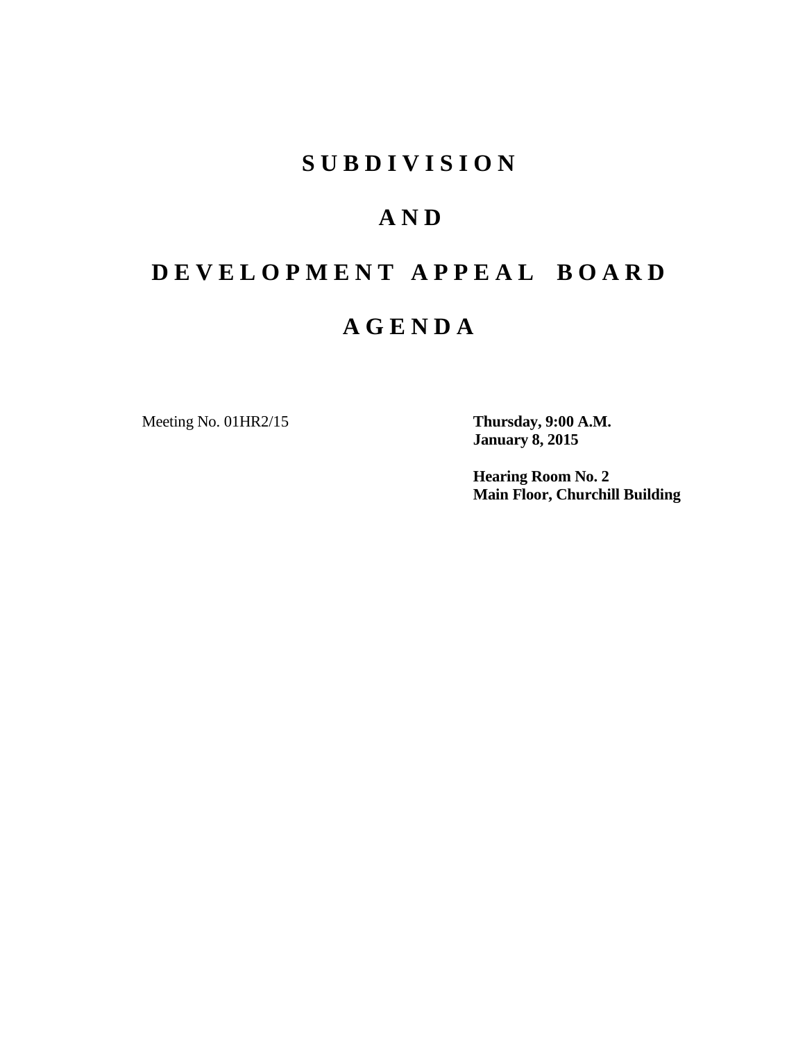# S U B D I V I S I O N

# A N D

# D E V E L O P M E N T  A P P E A L  B O A R D

# A G E N D A

Meeting No. 01HR2/15

**Thursday, 9:00 A.M.**
**January 8, 2015**

**Hearing Room No. 2**
**Main Floor, Churchill Building**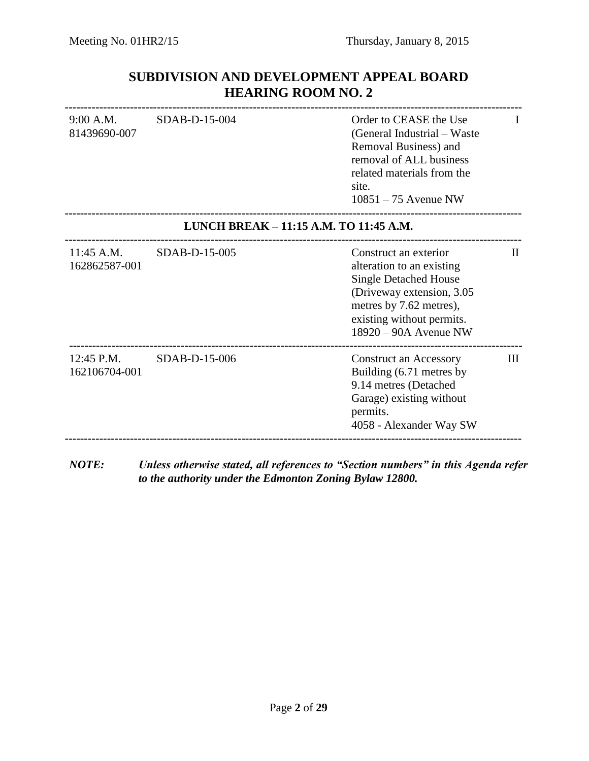## SUBDIVISION AND DEVELOPMENT APPEAL BOARD
## HEARING ROOM NO. 2

| | | | |
|---|---|---|---|
| 9:00 A.M.<br>81439690-007 | SDAB-D-15-004 | Order to CEASE the Use (General Industrial – Waste Removal Business) and removal of ALL business related materials from the site.<br>10851 – 75 Avenue NW | I |
| **LUNCH BREAK – 11:15 A.M. TO 11:45 A.M.** | | | |
| 11:45 A.M.<br>162862587-001 | SDAB-D-15-005 | Construct an exterior alteration to an existing Single Detached House (Driveway extension, 3.05 metres by 7.62 metres), existing without permits.<br>18920 – 90A Avenue NW | II |
| 12:45 P.M.<br>162106704-001 | SDAB-D-15-006 | Construct an Accessory Building (6.71 metres by 9.14 metres (Detached Garage) existing without permits.<br>4058 - Alexander Way SW | III |

***NOTE:*** ***Unless otherwise stated, all references to "Section numbers" in this Agenda refer to the authority under the Edmonton Zoning Bylaw 12800.***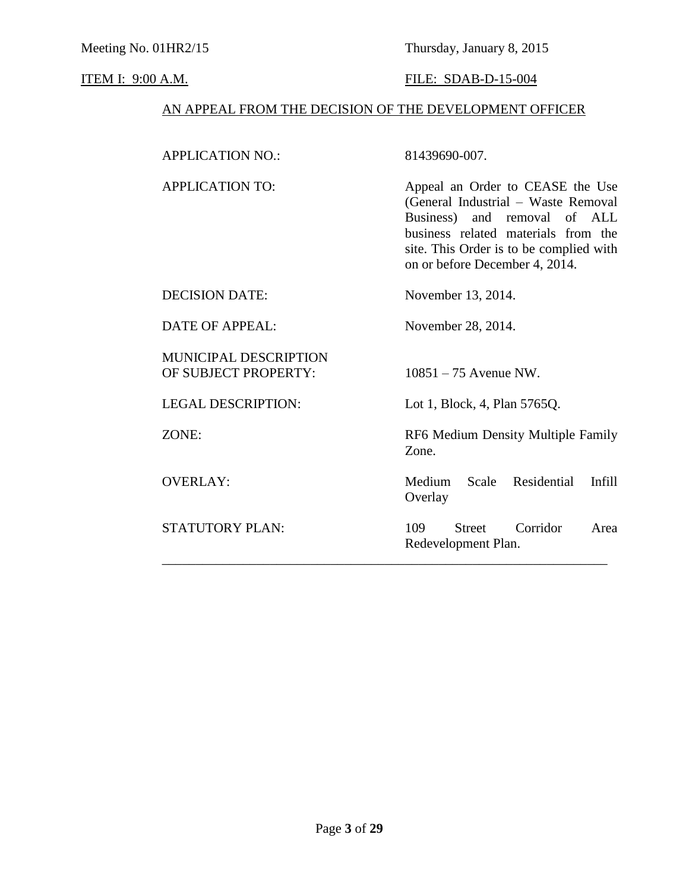Meeting No. 01HR2/15 Thursday, January 8, 2015

ITEM I: 9:00 A.M. FILE: SDAB-D-15-004

AN APPEAL FROM THE DECISION OF THE DEVELOPMENT OFFICER

| | |
|---|---|
| APPLICATION NO.: | 81439690-007. |
| APPLICATION TO: | Appeal an Order to CEASE the Use (General Industrial – Waste Removal Business) and removal of ALL business related materials from the site. This Order is to be complied with on or before December 4, 2014. |
| DECISION DATE: | November 13, 2014. |
| DATE OF APPEAL: | November 28, 2014. |
| MUNICIPAL DESCRIPTION OF SUBJECT PROPERTY: | 10851 – 75 Avenue NW. |
| LEGAL DESCRIPTION: | Lot 1, Block, 4, Plan 5765Q. |
| ZONE: | RF6 Medium Density Multiple Family Zone. |
| OVERLAY: | Medium Scale Residential Infill Overlay |
| STATUTORY PLAN: | 109 Street Corridor Area Redevelopment Plan. |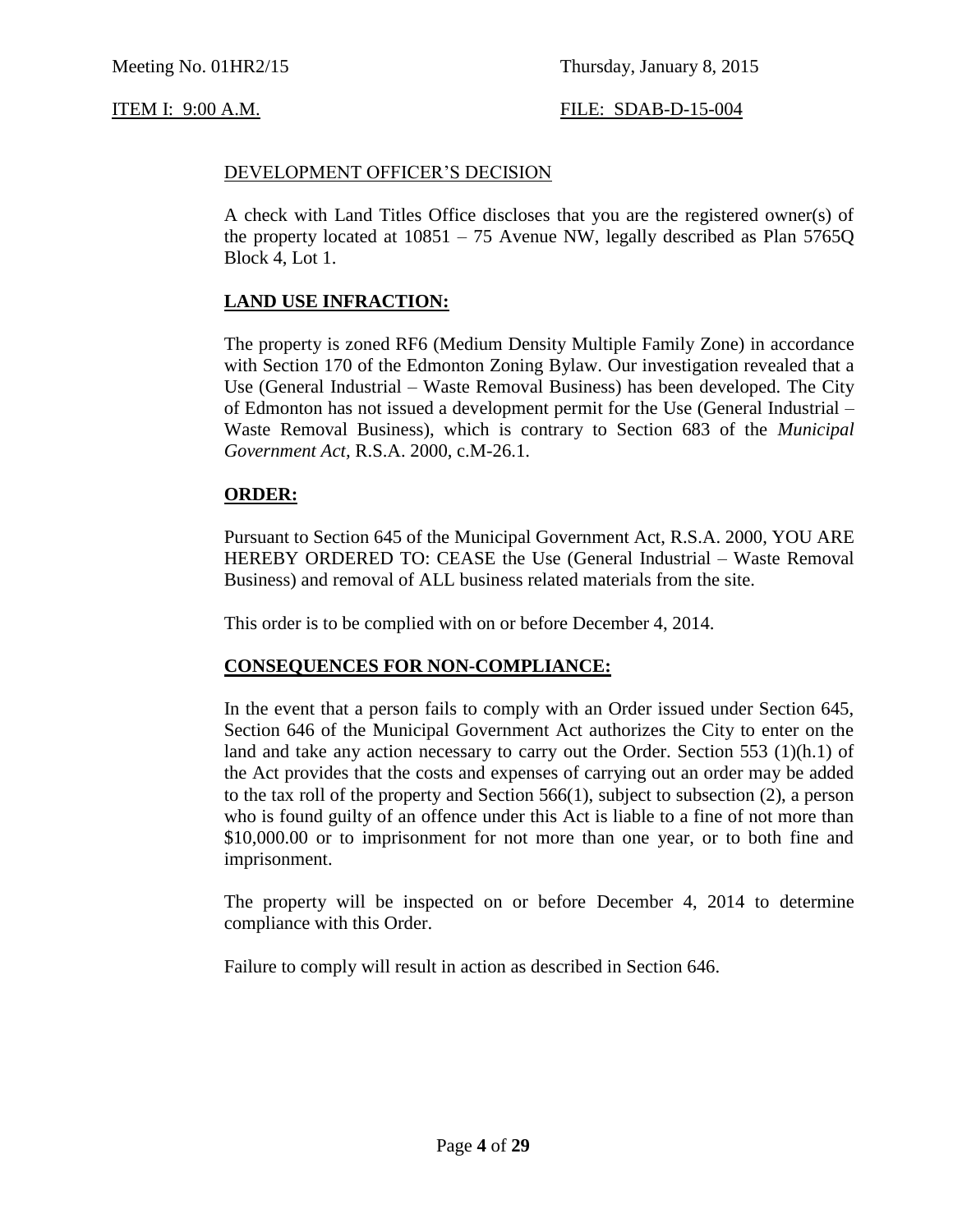Meeting No. 01HR2/15 Thursday, January 8, 2015

ITEM I: 9:00 A.M. FILE: SDAB-D-15-004

DEVELOPMENT OFFICER'S DECISION

A check with Land Titles Office discloses that you are the registered owner(s) of the property located at 10851 – 75 Avenue NW, legally described as Plan 5765Q Block 4, Lot 1.

**LAND USE INFRACTION:**

The property is zoned RF6 (Medium Density Multiple Family Zone) in accordance with Section 170 of the Edmonton Zoning Bylaw. Our investigation revealed that a Use (General Industrial – Waste Removal Business) has been developed. The City of Edmonton has not issued a development permit for the Use (General Industrial – Waste Removal Business), which is contrary to Section 683 of the *Municipal Government Act*, R.S.A. 2000, c.M-26.1.

**ORDER:**

Pursuant to Section 645 of the Municipal Government Act, R.S.A. 2000, YOU ARE HEREBY ORDERED TO: CEASE the Use (General Industrial – Waste Removal Business) and removal of ALL business related materials from the site.

This order is to be complied with on or before December 4, 2014.

**CONSEQUENCES FOR NON-COMPLIANCE:**

In the event that a person fails to comply with an Order issued under Section 645, Section 646 of the Municipal Government Act authorizes the City to enter on the land and take any action necessary to carry out the Order. Section 553 (1)(h.1) of the Act provides that the costs and expenses of carrying out an order may be added to the tax roll of the property and Section 566(1), subject to subsection (2), a person who is found guilty of an offence under this Act is liable to a fine of not more than $10,000.00 or to imprisonment for not more than one year, or to both fine and imprisonment.

The property will be inspected on or before December 4, 2014 to determine compliance with this Order.

Failure to comply will result in action as described in Section 646.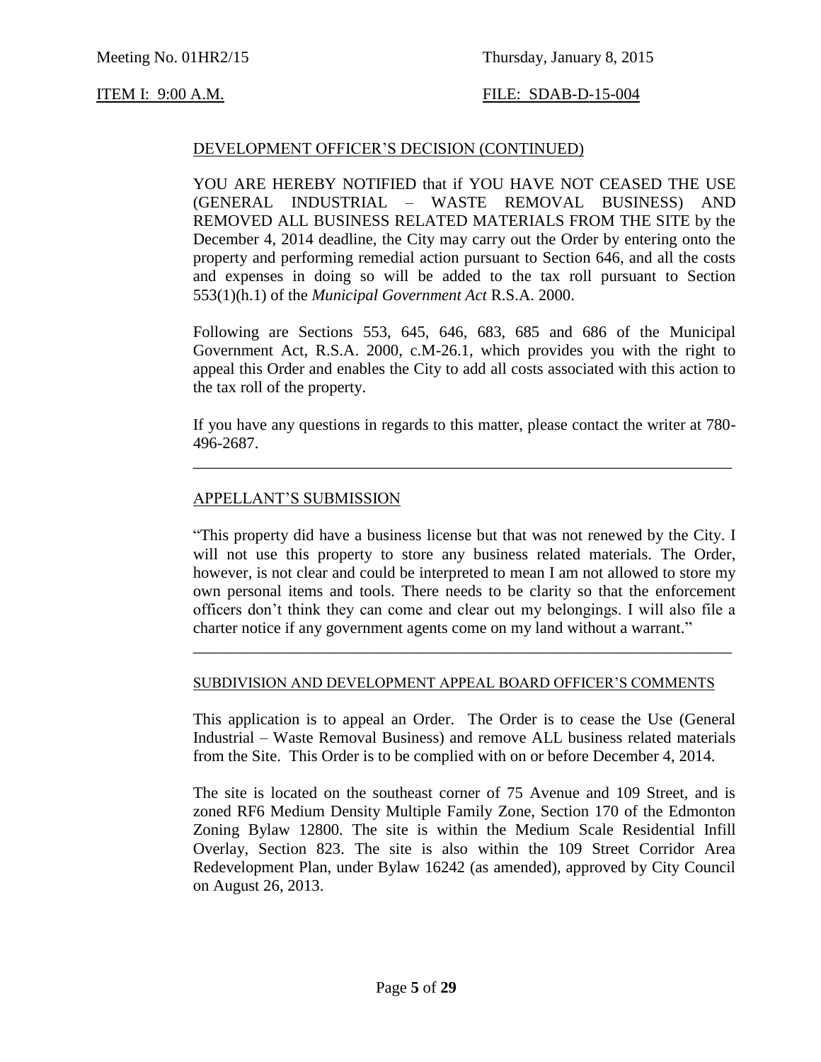## DEVELOPMENT OFFICER'S DECISION (CONTINUED)

YOU ARE HEREBY NOTIFIED that if YOU HAVE NOT CEASED THE USE (GENERAL INDUSTRIAL – WASTE REMOVAL BUSINESS) AND REMOVED ALL BUSINESS RELATED MATERIALS FROM THE SITE by the December 4, 2014 deadline, the City may carry out the Order by entering onto the property and performing remedial action pursuant to Section 646, and all the costs and expenses in doing so will be added to the tax roll pursuant to Section 553(1)(h.1) of the *Municipal Government Act* R.S.A. 2000.

Following are Sections 553, 645, 646, 683, 685 and 686 of the Municipal Government Act, R.S.A. 2000, c.M-26.1, which provides you with the right to appeal this Order and enables the City to add all costs associated with this action to the tax roll of the property.

If you have any questions in regards to this matter, please contact the writer at 780-496-2687.

---

## APPELLANT'S SUBMISSION

"This property did have a business license but that was not renewed by the City. I will not use this property to store any business related materials. The Order, however, is not clear and could be interpreted to mean I am not allowed to store my own personal items and tools. There needs to be clarity so that the enforcement officers don't think they can come and clear out my belongings. I will also file a charter notice if any government agents come on my land without a warrant."

---

## SUBDIVISION AND DEVELOPMENT APPEAL BOARD OFFICER'S COMMENTS

This application is to appeal an Order. The Order is to cease the Use (General Industrial – Waste Removal Business) and remove ALL business related materials from the Site. This Order is to be complied with on or before December 4, 2014.

The site is located on the southeast corner of 75 Avenue and 109 Street, and is zoned RF6 Medium Density Multiple Family Zone, Section 170 of the Edmonton Zoning Bylaw 12800. The site is within the Medium Scale Residential Infill Overlay, Section 823. The site is also within the 109 Street Corridor Area Redevelopment Plan, under Bylaw 16242 (as amended), approved by City Council on August 26, 2013.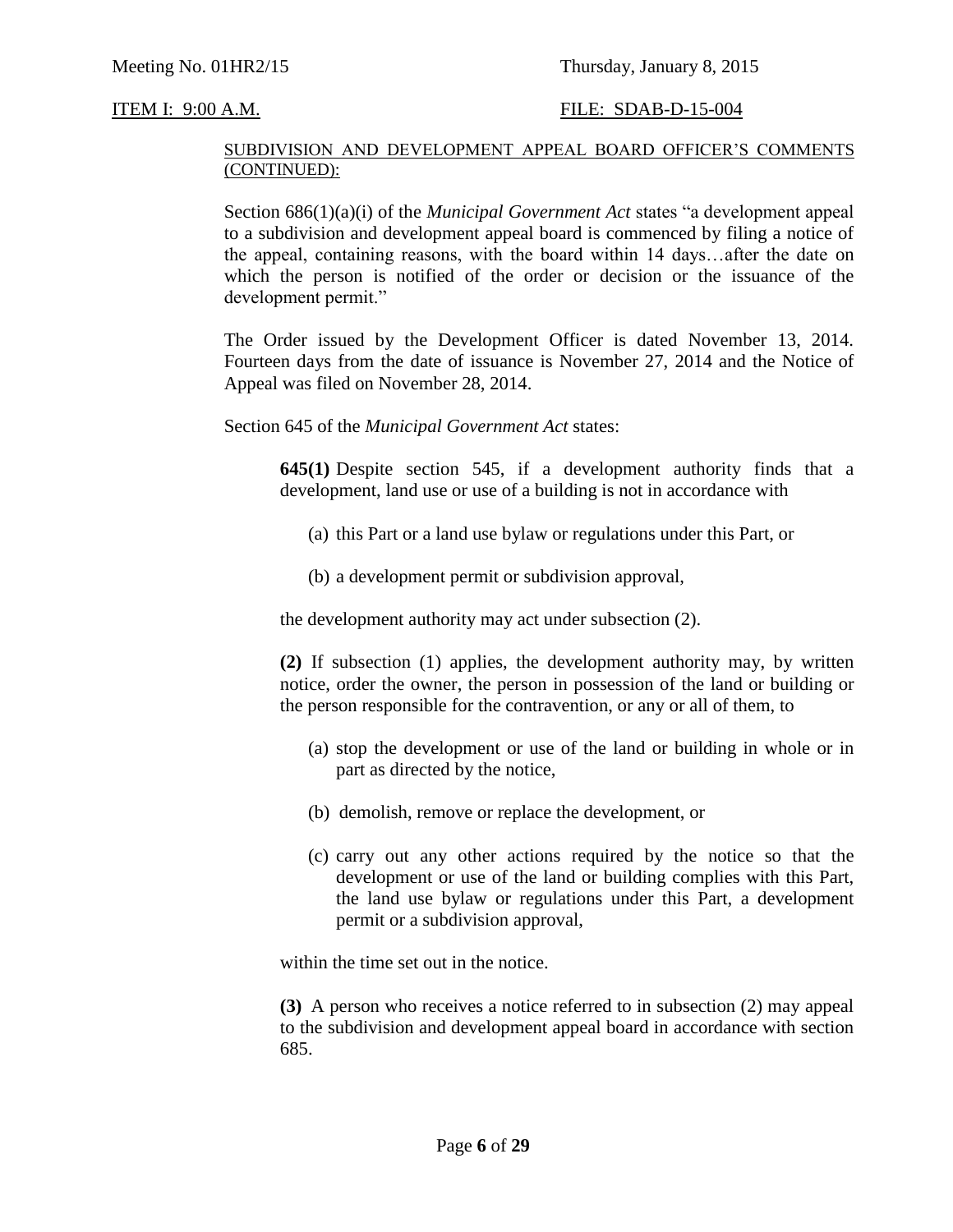SUBDIVISION AND DEVELOPMENT APPEAL BOARD OFFICER'S COMMENTS (CONTINUED):

Section 686(1)(a)(i) of the *Municipal Government Act* states "a development appeal to a subdivision and development appeal board is commenced by filing a notice of the appeal, containing reasons, with the board within 14 days…after the date on which the person is notified of the order or decision or the issuance of the development permit."

The Order issued by the Development Officer is dated November 13, 2014. Fourteen days from the date of issuance is November 27, 2014 and the Notice of Appeal was filed on November 28, 2014.

Section 645 of the *Municipal Government Act* states:

> **645(1)** Despite section 545, if a development authority finds that a development, land use or use of a building is not in accordance with
>
> (a) this Part or a land use bylaw or regulations under this Part, or
>
> (b) a development permit or subdivision approval,
>
> the development authority may act under subsection (2).
>
> **(2)** If subsection (1) applies, the development authority may, by written notice, order the owner, the person in possession of the land or building or the person responsible for the contravention, or any or all of them, to
>
> (a) stop the development or use of the land or building in whole or in part as directed by the notice,
>
> (b) demolish, remove or replace the development, or
>
> (c) carry out any other actions required by the notice so that the development or use of the land or building complies with this Part, the land use bylaw or regulations under this Part, a development permit or a subdivision approval,
>
> within the time set out in the notice.
>
> **(3)** A person who receives a notice referred to in subsection (2) may appeal to the subdivision and development appeal board in accordance with section 685.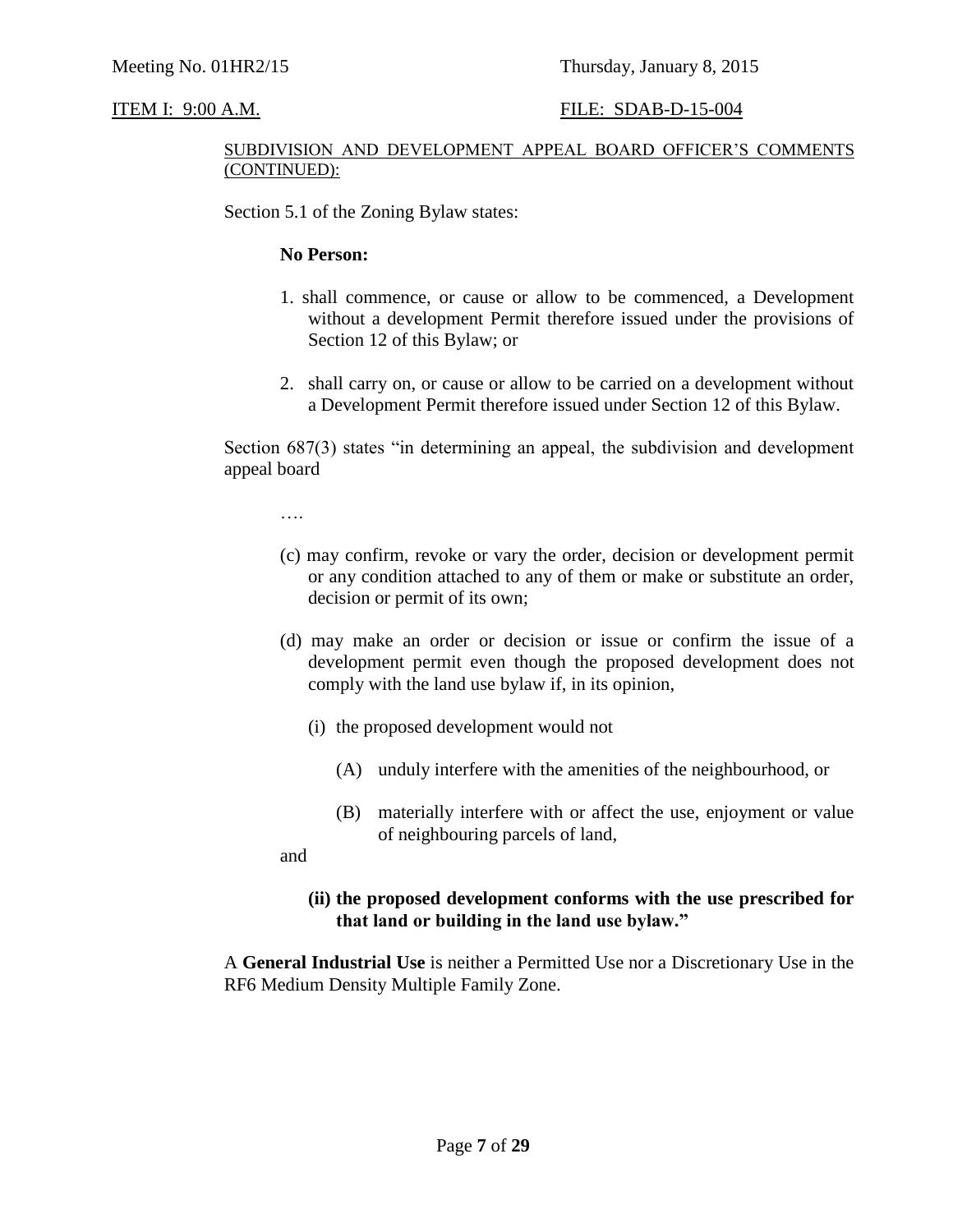SUBDIVISION AND DEVELOPMENT APPEAL BOARD OFFICER'S COMMENTS (CONTINUED):

Section 5.1 of the Zoning Bylaw states:

**No Person:**

1. shall commence, or cause or allow to be commenced, a Development without a development Permit therefore issued under the provisions of Section 12 of this Bylaw; or
2. shall carry on, or cause or allow to be carried on a development without a Development Permit therefore issued under Section 12 of this Bylaw.

Section 687(3) states "in determining an appeal, the subdivision and development appeal board

….

(c) may confirm, revoke or vary the order, decision or development permit or any condition attached to any of them or make or substitute an order, decision or permit of its own;

(d) may make an order or decision or issue or confirm the issue of a development permit even though the proposed development does not comply with the land use bylaw if, in its opinion,

(i) the proposed development would not

(A) unduly interfere with the amenities of the neighbourhood, or

(B) materially interfere with or affect the use, enjoyment or value of neighbouring parcels of land,

and

**(ii) the proposed development conforms with the use prescribed for that land or building in the land use bylaw."**

A **General Industrial Use** is neither a Permitted Use nor a Discretionary Use in the RF6 Medium Density Multiple Family Zone.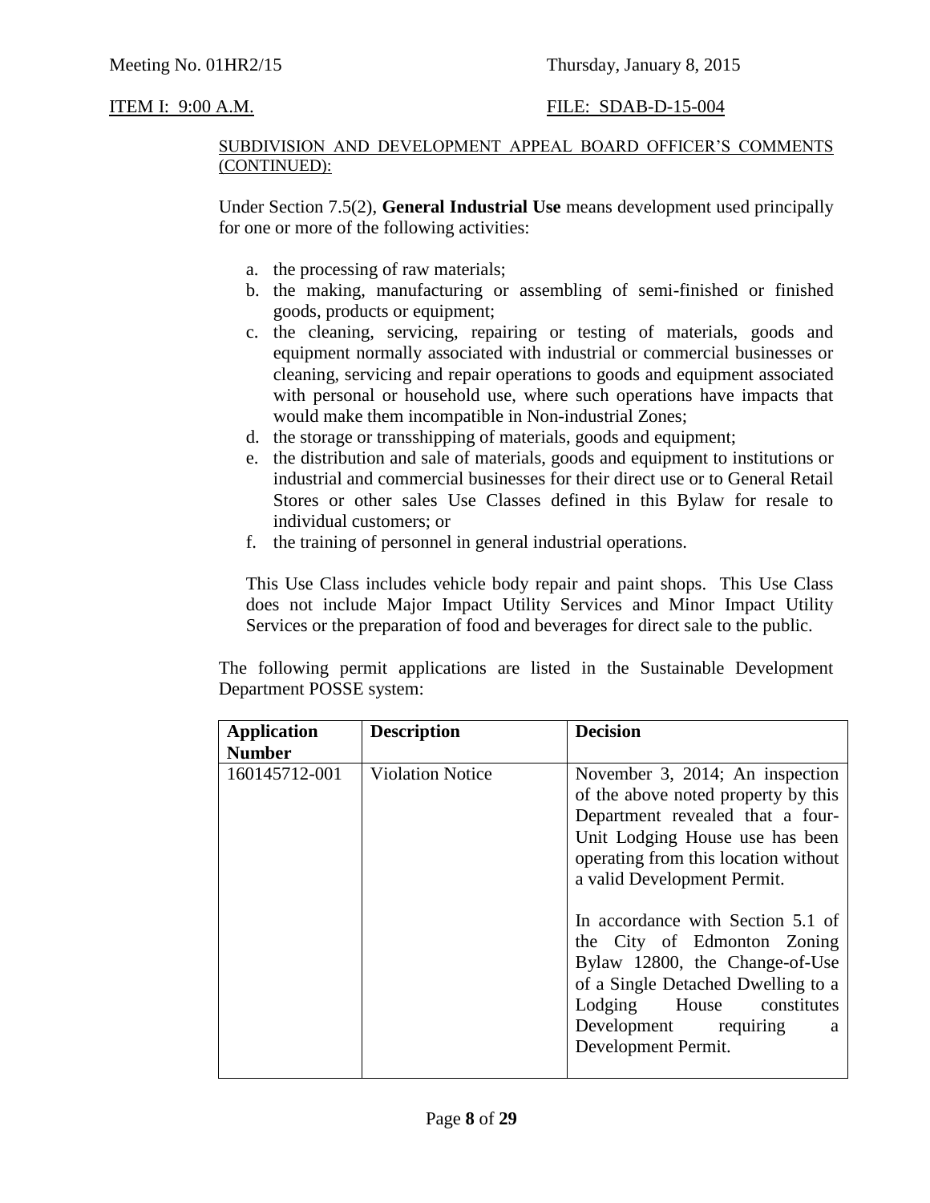SUBDIVISION AND DEVELOPMENT APPEAL BOARD OFFICER'S COMMENTS (CONTINUED):

Under Section 7.5(2), **General Industrial Use** means development used principally for one or more of the following activities:

a. the processing of raw materials;
b. the making, manufacturing or assembling of semi-finished or finished goods, products or equipment;
c. the cleaning, servicing, repairing or testing of materials, goods and equipment normally associated with industrial or commercial businesses or cleaning, servicing and repair operations to goods and equipment associated with personal or household use, where such operations have impacts that would make them incompatible in Non-industrial Zones;
d. the storage or transshipping of materials, goods and equipment;
e. the distribution and sale of materials, goods and equipment to institutions or industrial and commercial businesses for their direct use or to General Retail Stores or other sales Use Classes defined in this Bylaw for resale to individual customers; or
f. the training of personnel in general industrial operations.

This Use Class includes vehicle body repair and paint shops. This Use Class does not include Major Impact Utility Services and Minor Impact Utility Services or the preparation of food and beverages for direct sale to the public.

The following permit applications are listed in the Sustainable Development Department POSSE system:

| Application Number | Description | Decision |
|---|---|---|
| 160145712-001 | Violation Notice | November 3, 2014; An inspection of the above noted property by this Department revealed that a four-Unit Lodging House use has been operating from this location without a valid Development Permit.<br><br>In accordance with Section 5.1 of the City of Edmonton Zoning Bylaw 12800, the Change-of-Use of a Single Detached Dwelling to a Lodging House constitutes Development requiring a Development Permit. |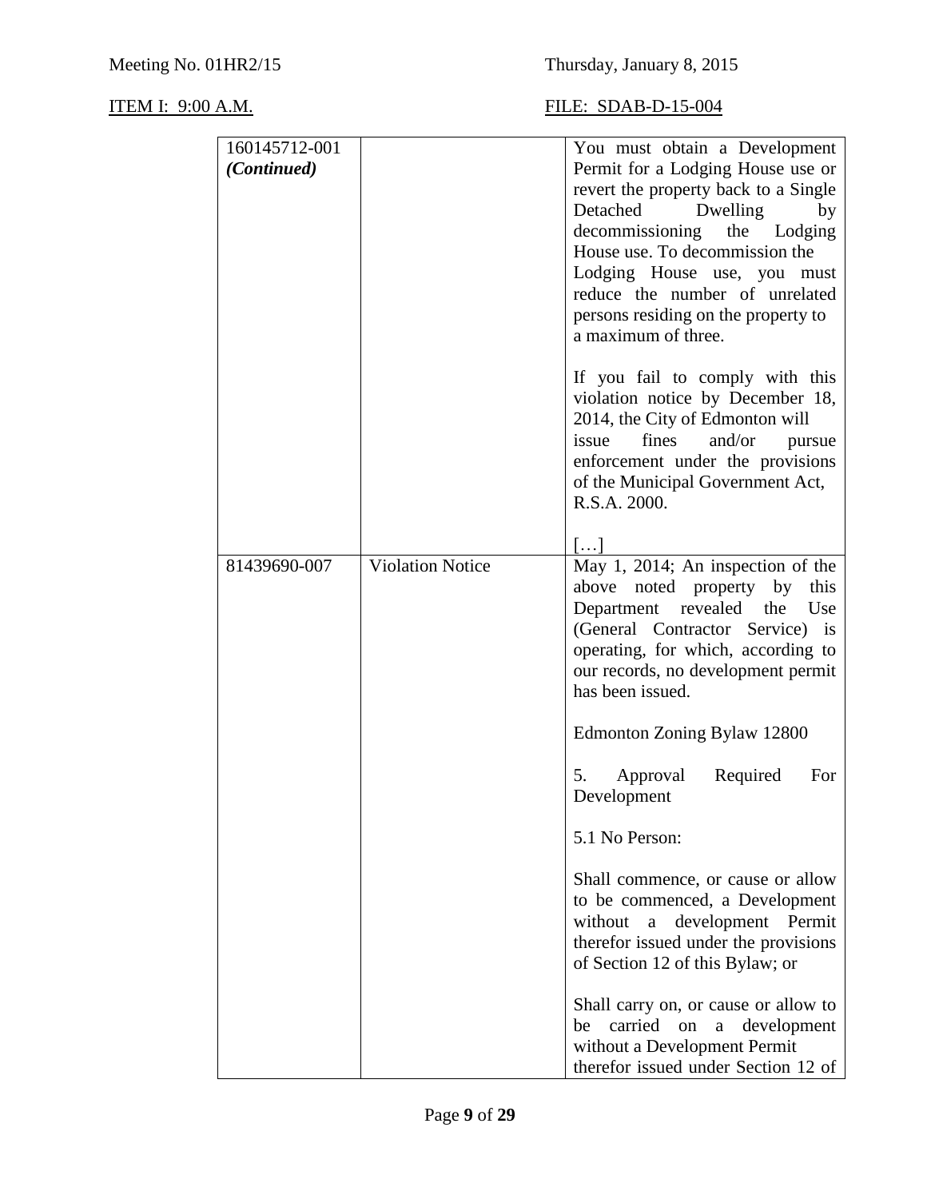Meeting No. 01HR2/15 Thursday, January 8, 2015

ITEM I: 9:00 A.M. FILE: SDAB-D-15-004

| | | |
|---|---|---|
| 160145712-001 *(Continued)* | | You must obtain a Development Permit for a Lodging House use or revert the property back to a Single Detached Dwelling by decommissioning the Lodging House use. To decommission the Lodging House use, you must reduce the number of unrelated persons residing on the property to a maximum of three.<br><br>If you fail to comply with this violation notice by December 18, 2014, the City of Edmonton will issue fines and/or pursue enforcement under the provisions of the Municipal Government Act, R.S.A. 2000.<br><br>[…] |
| 81439690-007 | Violation Notice | May 1, 2014; An inspection of the above noted property by this Department revealed the Use (General Contractor Service) is operating, for which, according to our records, no development permit has been issued.<br><br>Edmonton Zoning Bylaw 12800<br><br>5. Approval Required For Development<br><br>5.1 No Person:<br><br>Shall commence, or cause or allow to be commenced, a Development without a development Permit therefor issued under the provisions of Section 12 of this Bylaw; or<br><br>Shall carry on, or cause or allow to be carried on a development without a Development Permit therefor issued under Section 12 of |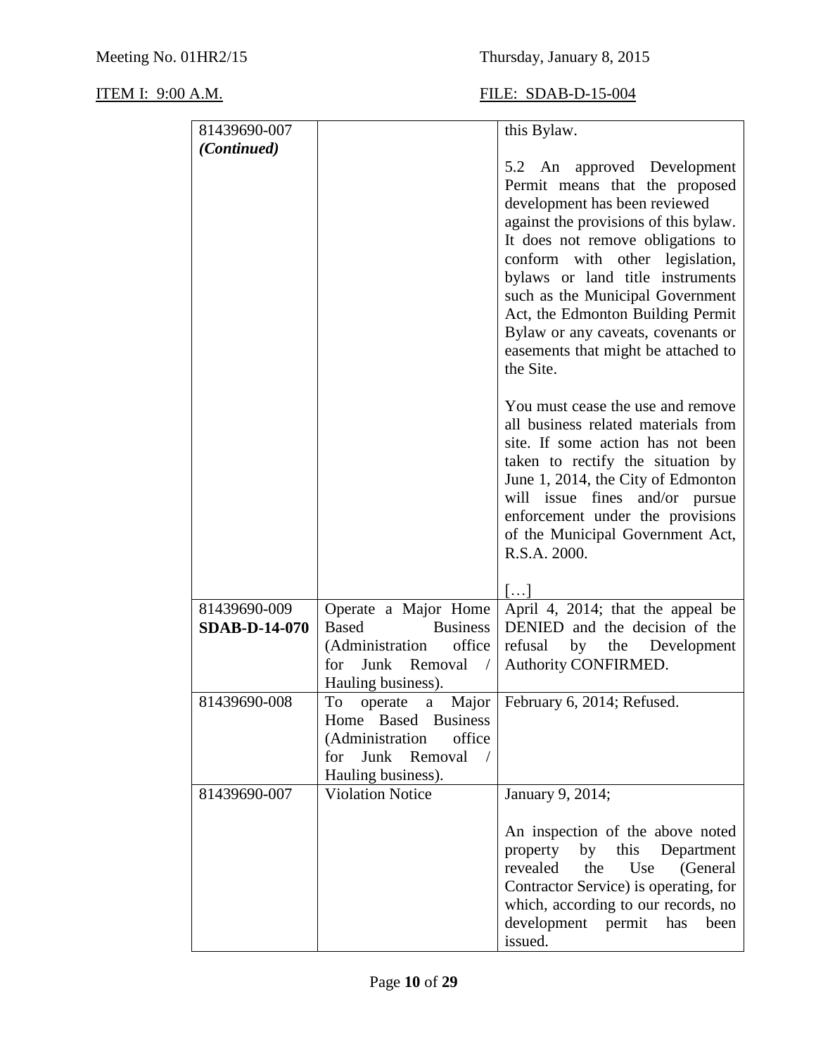| | | |
|---|---|---|
| 81439690-007 *(Continued)* | | this Bylaw.<br><br>5.2 An approved Development Permit means that the proposed development has been reviewed against the provisions of this bylaw. It does not remove obligations to conform with other legislation, bylaws or land title instruments such as the Municipal Government Act, the Edmonton Building Permit Bylaw or any caveats, covenants or easements that might be attached to the Site.<br><br>You must cease the use and remove all business related materials from site. If some action has not been taken to rectify the situation by June 1, 2014, the City of Edmonton will issue fines and/or pursue enforcement under the provisions of the Municipal Government Act, R.S.A. 2000.<br><br>[…] |
| 81439690-009 **SDAB-D-14-070** | Operate a Major Home Based Business (Administration office for Junk Removal / Hauling business). | April 4, 2014; that the appeal be DENIED and the decision of the refusal by the Development Authority CONFIRMED. |
| 81439690-008 | To operate a Major Home Based Business (Administration office for Junk Removal / Hauling business). | February 6, 2014; Refused. |
| 81439690-007 | Violation Notice | January 9, 2014;<br><br>An inspection of the above noted property by this Department revealed the Use (General Contractor Service) is operating, for which, according to our records, no development permit has been issued. |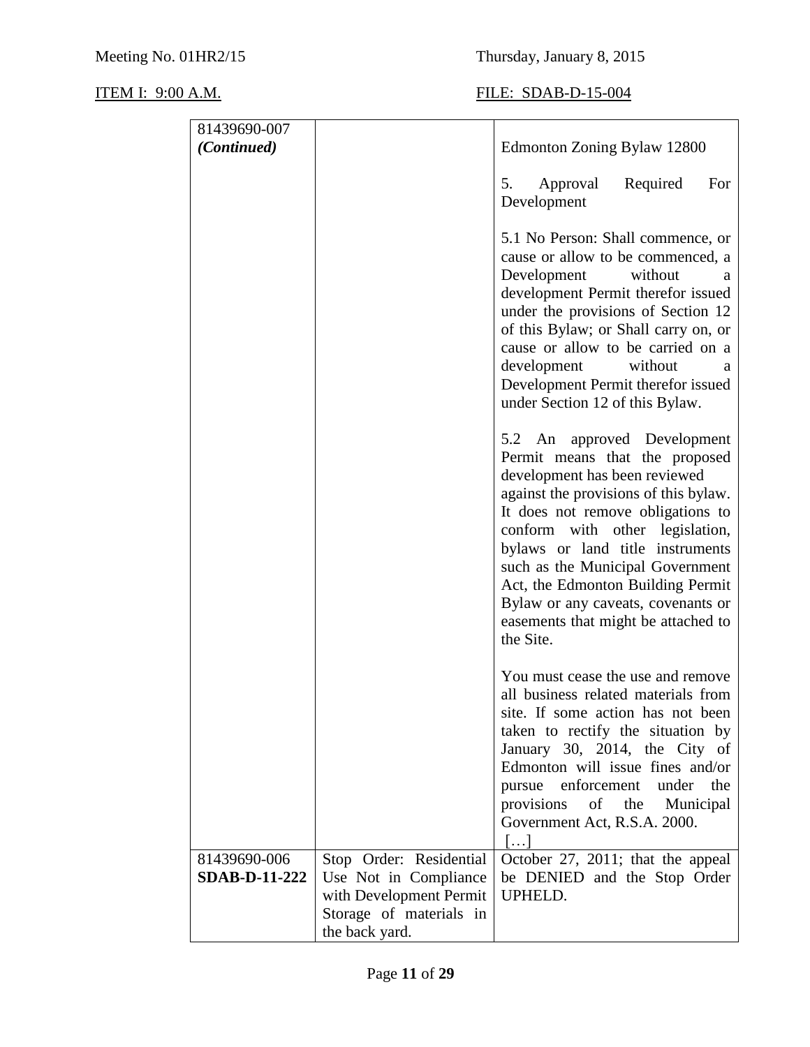Meeting No. 01HR2/15

Thursday, January 8, 2015

ITEM I: 9:00 A.M.

FILE: SDAB-D-15-004

| | | |
|---|---|---|
| 81439690-007 *(Continued)* | | Edmonton Zoning Bylaw 12800<br><br>5. Approval Required For Development<br><br>5.1 No Person: Shall commence, or cause or allow to be commenced, a Development without a development Permit therefor issued under the provisions of Section 12 of this Bylaw; or Shall carry on, or cause or allow to be carried on a development without a Development Permit therefor issued under Section 12 of this Bylaw.<br><br>5.2 An approved Development Permit means that the proposed development has been reviewed against the provisions of this bylaw. It does not remove obligations to conform with other legislation, bylaws or land title instruments such as the Municipal Government Act, the Edmonton Building Permit Bylaw or any caveats, covenants or easements that might be attached to the Site.<br><br>You must cease the use and remove all business related materials from site. If some action has not been taken to rectify the situation by January 30, 2014, the City of Edmonton will issue fines and/or pursue enforcement under the provisions of the Municipal Government Act, R.S.A. 2000.<br>[…] |
| 81439690-006 **SDAB-D-11-222** | Stop Order: Residential Use Not in Compliance with Development Permit Storage of materials in the back yard. | October 27, 2011; that the appeal be DENIED and the Stop Order UPHELD. |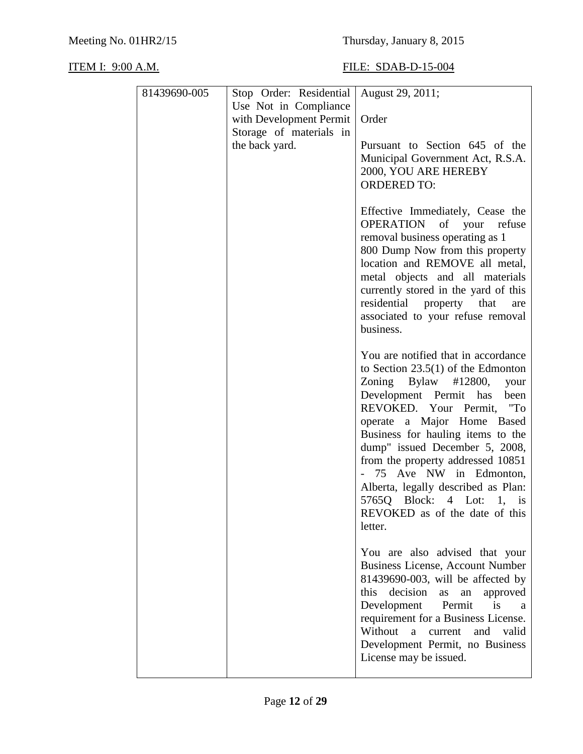| 81439690-005 | Stop Order: Residential Use Not in Compliance with Development Permit Storage of materials in the back yard. | August 29, 2011;<br><br>Order<br><br>Pursuant to Section 645 of the Municipal Government Act, R.S.A. 2000, YOU ARE HEREBY ORDERED TO:<br><br>Effective Immediately, Cease the OPERATION of your refuse removal business operating as 1 800 Dump Now from this property location and REMOVE all metal, metal objects and all materials currently stored in the yard of this residential property that are associated to your refuse removal business.<br><br>You are notified that in accordance to Section 23.5(1) of the Edmonton Zoning Bylaw #12800, your Development Permit has been REVOKED. Your Permit, "To operate a Major Home Based Business for hauling items to the dump" issued December 5, 2008, from the property addressed 10851 - 75 Ave NW in Edmonton, Alberta, legally described as Plan: 5765Q Block: 4 Lot: 1, is REVOKED as of the date of this letter.<br><br>You are also advised that your Business License, Account Number 81439690-003, will be affected by this decision as an approved Development Permit is a requirement for a Business License. Without a current and valid Development Permit, no Business License may be issued. |
|---|---|---|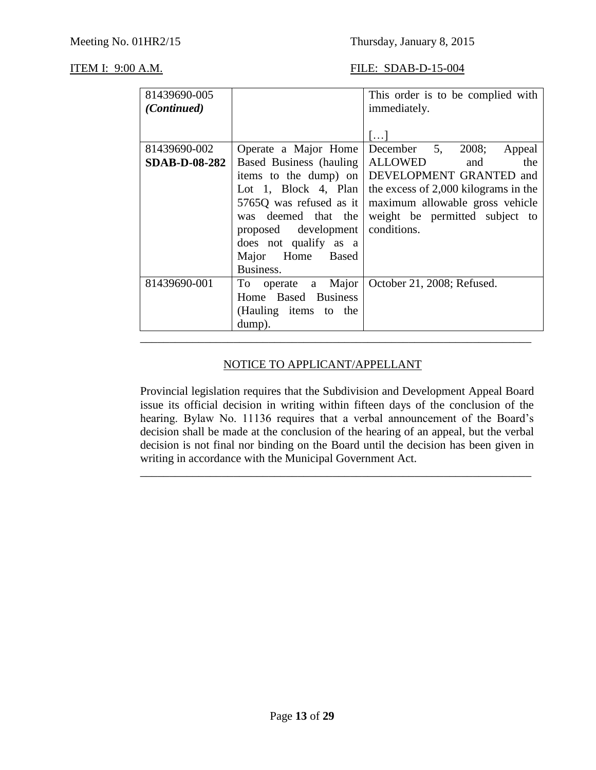| | | |
|---|---|---|
| 81439690-005 *(Continued)* | | This order is to be complied with immediately.<br><br>[…] |
| 81439690-002 **SDAB-D-08-282** | Operate a Major Home Based Business (hauling items to the dump) on Lot 1, Block 4, Plan 5765Q was refused as it was deemed that the proposed development does not qualify as a Major Home Based Business. | December 5, 2008; Appeal ALLOWED and the DEVELOPMENT GRANTED and the excess of 2,000 kilograms in the maximum allowable gross vehicle weight be permitted subject to conditions. |
| 81439690-001 | To operate a Major Home Based Business (Hauling items to the dump). | October 21, 2008; Refused. |

---

NOTICE TO APPLICANT/APPELLANT

Provincial legislation requires that the Subdivision and Development Appeal Board issue its official decision in writing within fifteen days of the conclusion of the hearing. Bylaw No. 11136 requires that a verbal announcement of the Board's decision shall be made at the conclusion of the hearing of an appeal, but the verbal decision is not final nor binding on the Board until the decision has been given in writing in accordance with the Municipal Government Act.

---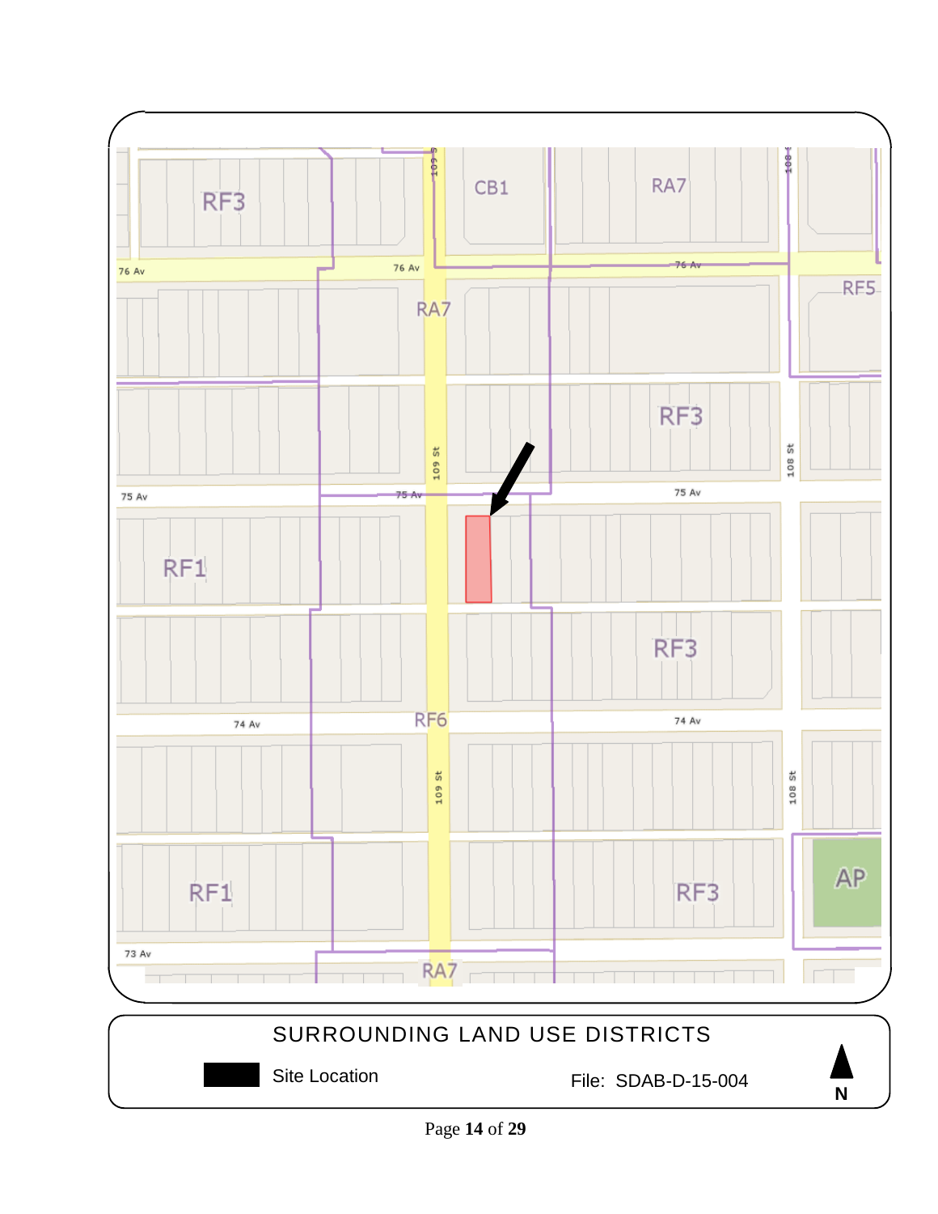RF3

CB1

RA7

76 Av

76 Av

76 Av

RF5

RA7

RF3

109 St

108 St

75 Av

75 Av

75 Av

RF1

RF3

RF6

74 Av

74 Av

109 St

108 St

RF1

RF3

AP

73 Av

RA7

SURROUNDING LAND USE DISTRICTS

Site Location

File: SDAB-D-15-004

N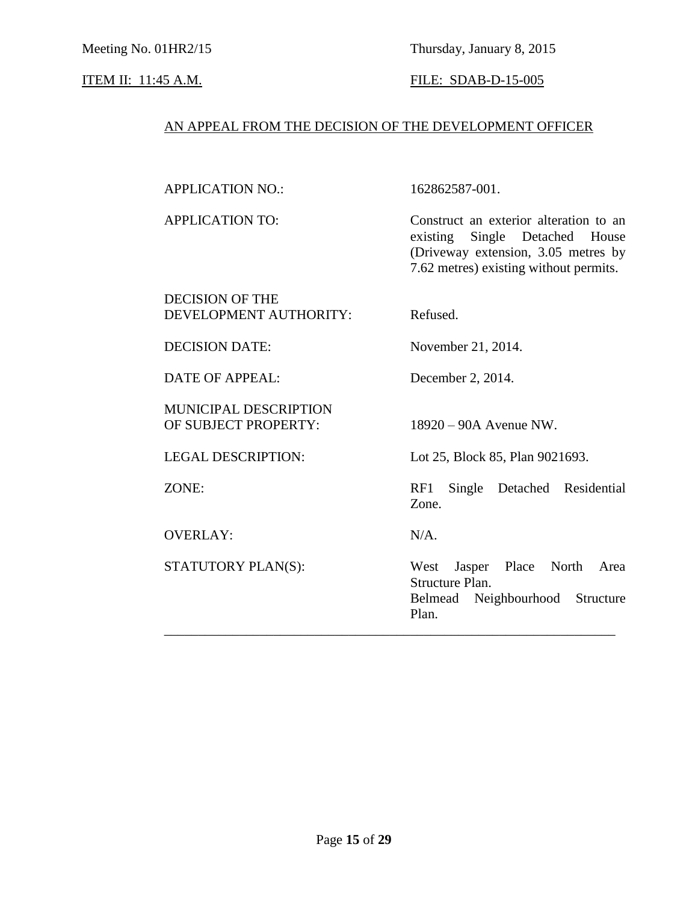Meeting No. 01HR2/15 Thursday, January 8, 2015

ITEM II: 11:45 A.M. FILE: SDAB-D-15-005

AN APPEAL FROM THE DECISION OF THE DEVELOPMENT OFFICER

| | |
|---|---|
| APPLICATION NO.: | 162862587-001. |
| APPLICATION TO: | Construct an exterior alteration to an existing Single Detached House (Driveway extension, 3.05 metres by 7.62 metres) existing without permits. |
| DECISION OF THE DEVELOPMENT AUTHORITY: | Refused. |
| DECISION DATE: | November 21, 2014. |
| DATE OF APPEAL: | December 2, 2014. |
| MUNICIPAL DESCRIPTION OF SUBJECT PROPERTY: | 18920 – 90A Avenue NW. |
| LEGAL DESCRIPTION: | Lot 25, Block 85, Plan 9021693. |
| ZONE: | RF1 Single Detached Residential Zone. |
| OVERLAY: | N/A. |
| STATUTORY PLAN(S): | West Jasper Place North Area Structure Plan.<br>Belmead Neighbourhood Structure Plan. |

---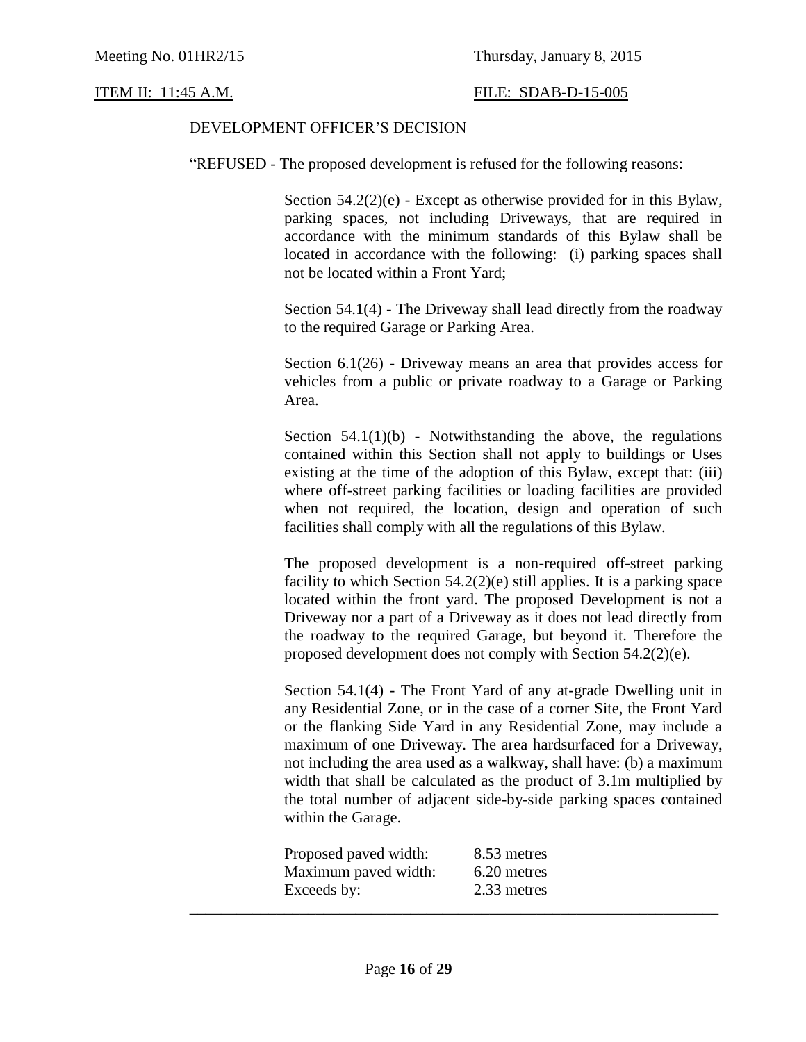Meeting No. 01HR2/15 Thursday, January 8, 2015

ITEM II: 11:45 A.M. FILE: SDAB-D-15-005

DEVELOPMENT OFFICER'S DECISION

"REFUSED - The proposed development is refused for the following reasons:

Section 54.2(2)(e) - Except as otherwise provided for in this Bylaw, parking spaces, not including Driveways, that are required in accordance with the minimum standards of this Bylaw shall be located in accordance with the following: (i) parking spaces shall not be located within a Front Yard;

Section 54.1(4) - The Driveway shall lead directly from the roadway to the required Garage or Parking Area.

Section 6.1(26) - Driveway means an area that provides access for vehicles from a public or private roadway to a Garage or Parking Area.

Section 54.1(1)(b) - Notwithstanding the above, the regulations contained within this Section shall not apply to buildings or Uses existing at the time of the adoption of this Bylaw, except that: (iii) where off-street parking facilities or loading facilities are provided when not required, the location, design and operation of such facilities shall comply with all the regulations of this Bylaw.

The proposed development is a non-required off-street parking facility to which Section 54.2(2)(e) still applies. It is a parking space located within the front yard. The proposed Development is not a Driveway nor a part of a Driveway as it does not lead directly from the roadway to the required Garage, but beyond it. Therefore the proposed development does not comply with Section 54.2(2)(e).

Section 54.1(4) - The Front Yard of any at-grade Dwelling unit in any Residential Zone, or in the case of a corner Site, the Front Yard or the flanking Side Yard in any Residential Zone, may include a maximum of one Driveway. The area hardsurfaced for a Driveway, not including the area used as a walkway, shall have: (b) a maximum width that shall be calculated as the product of 3.1m multiplied by the total number of adjacent side-by-side parking spaces contained within the Garage.

| | |
|---|---|
| Proposed paved width: | 8.53 metres |
| Maximum paved width: | 6.20 metres |
| Exceeds by: | 2.33 metres |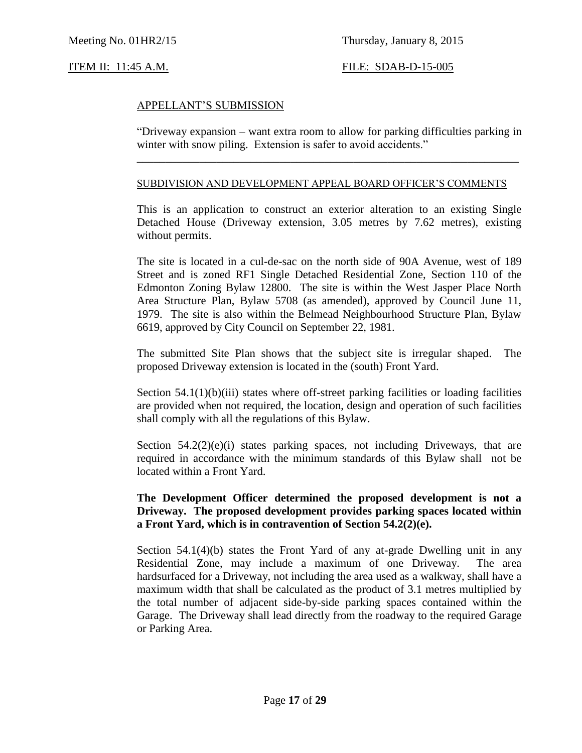Meeting No. 01HR2/15 Thursday, January 8, 2015

ITEM II: 11:45 A.M. FILE: SDAB-D-15-005

APPELLANT'S SUBMISSION

"Driveway expansion – want extra room to allow for parking difficulties parking in winter with snow piling. Extension is safer to avoid accidents."

---

SUBDIVISION AND DEVELOPMENT APPEAL BOARD OFFICER'S COMMENTS

This is an application to construct an exterior alteration to an existing Single Detached House (Driveway extension, 3.05 metres by 7.62 metres), existing without permits.

The site is located in a cul-de-sac on the north side of 90A Avenue, west of 189 Street and is zoned RF1 Single Detached Residential Zone, Section 110 of the Edmonton Zoning Bylaw 12800. The site is within the West Jasper Place North Area Structure Plan, Bylaw 5708 (as amended), approved by Council June 11, 1979. The site is also within the Belmead Neighbourhood Structure Plan, Bylaw 6619, approved by City Council on September 22, 1981.

The submitted Site Plan shows that the subject site is irregular shaped. The proposed Driveway extension is located in the (south) Front Yard.

Section 54.1(1)(b)(iii) states where off-street parking facilities or loading facilities are provided when not required, the location, design and operation of such facilities shall comply with all the regulations of this Bylaw.

Section 54.2(2)(e)(i) states parking spaces, not including Driveways, that are required in accordance with the minimum standards of this Bylaw shall not be located within a Front Yard.

**The Development Officer determined the proposed development is not a Driveway. The proposed development provides parking spaces located within a Front Yard, which is in contravention of Section 54.2(2)(e).**

Section 54.1(4)(b) states the Front Yard of any at-grade Dwelling unit in any Residential Zone, may include a maximum of one Driveway. The area hardsurfaced for a Driveway, not including the area used as a walkway, shall have a maximum width that shall be calculated as the product of 3.1 metres multiplied by the total number of adjacent side-by-side parking spaces contained within the Garage. The Driveway shall lead directly from the roadway to the required Garage or Parking Area.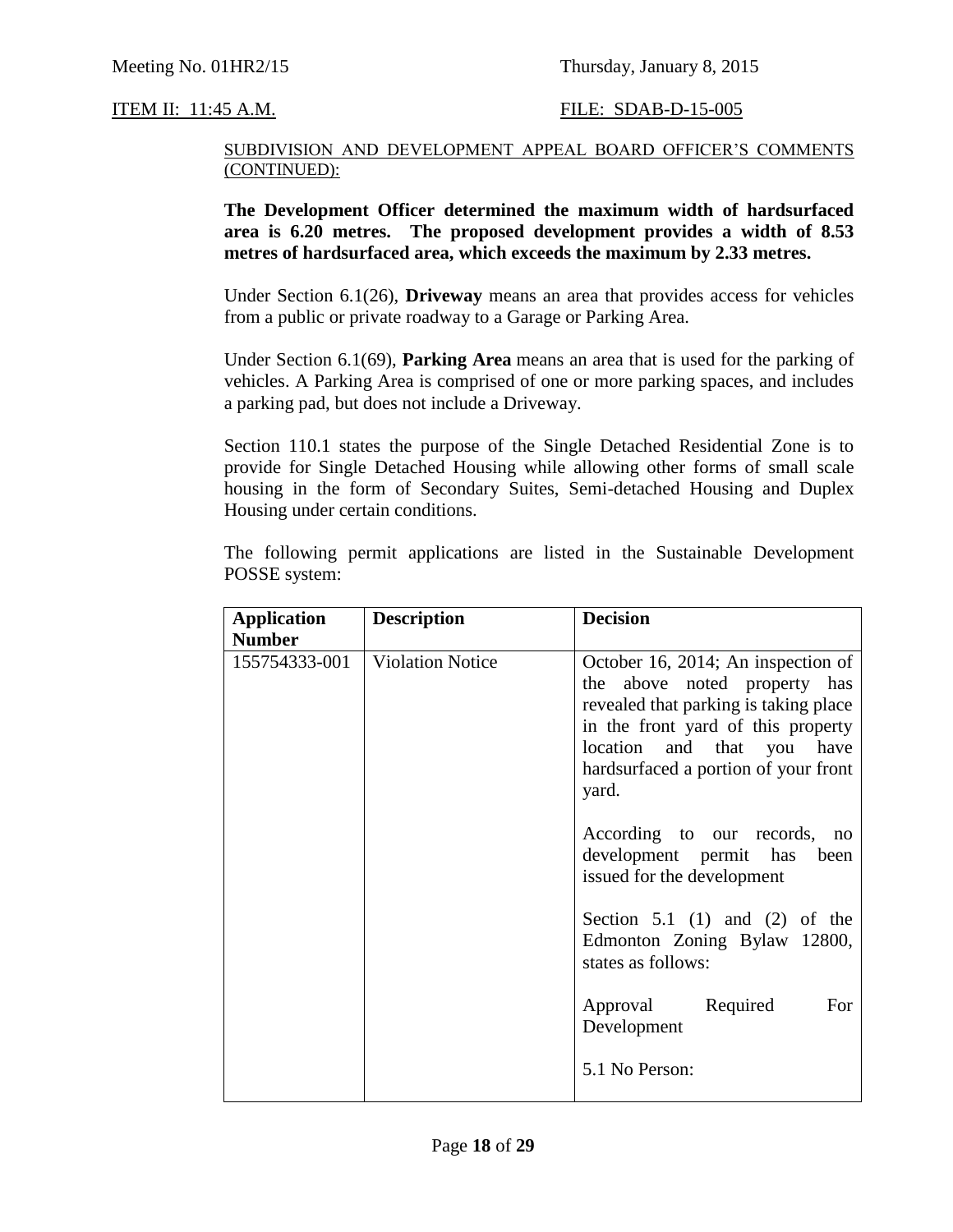SUBDIVISION AND DEVELOPMENT APPEAL BOARD OFFICER'S COMMENTS (CONTINUED):

**The Development Officer determined the maximum width of hardsurfaced area is 6.20 metres. The proposed development provides a width of 8.53 metres of hardsurfaced area, which exceeds the maximum by 2.33 metres.**

Under Section 6.1(26), **Driveway** means an area that provides access for vehicles from a public or private roadway to a Garage or Parking Area.

Under Section 6.1(69), **Parking Area** means an area that is used for the parking of vehicles. A Parking Area is comprised of one or more parking spaces, and includes a parking pad, but does not include a Driveway.

Section 110.1 states the purpose of the Single Detached Residential Zone is to provide for Single Detached Housing while allowing other forms of small scale housing in the form of Secondary Suites, Semi-detached Housing and Duplex Housing under certain conditions.

The following permit applications are listed in the Sustainable Development POSSE system:

| Application Number | Description | Decision |
|---|---|---|
| 155754333-001 | Violation Notice | October 16, 2014; An inspection of the above noted property has revealed that parking is taking place in the front yard of this property location and that you have hardsurfaced a portion of your front yard.<br><br>According to our records, no development permit has been issued for the development<br><br>Section 5.1 (1) and (2) of the Edmonton Zoning Bylaw 12800, states as follows:<br><br>Approval Required For Development<br><br>5.1 No Person: |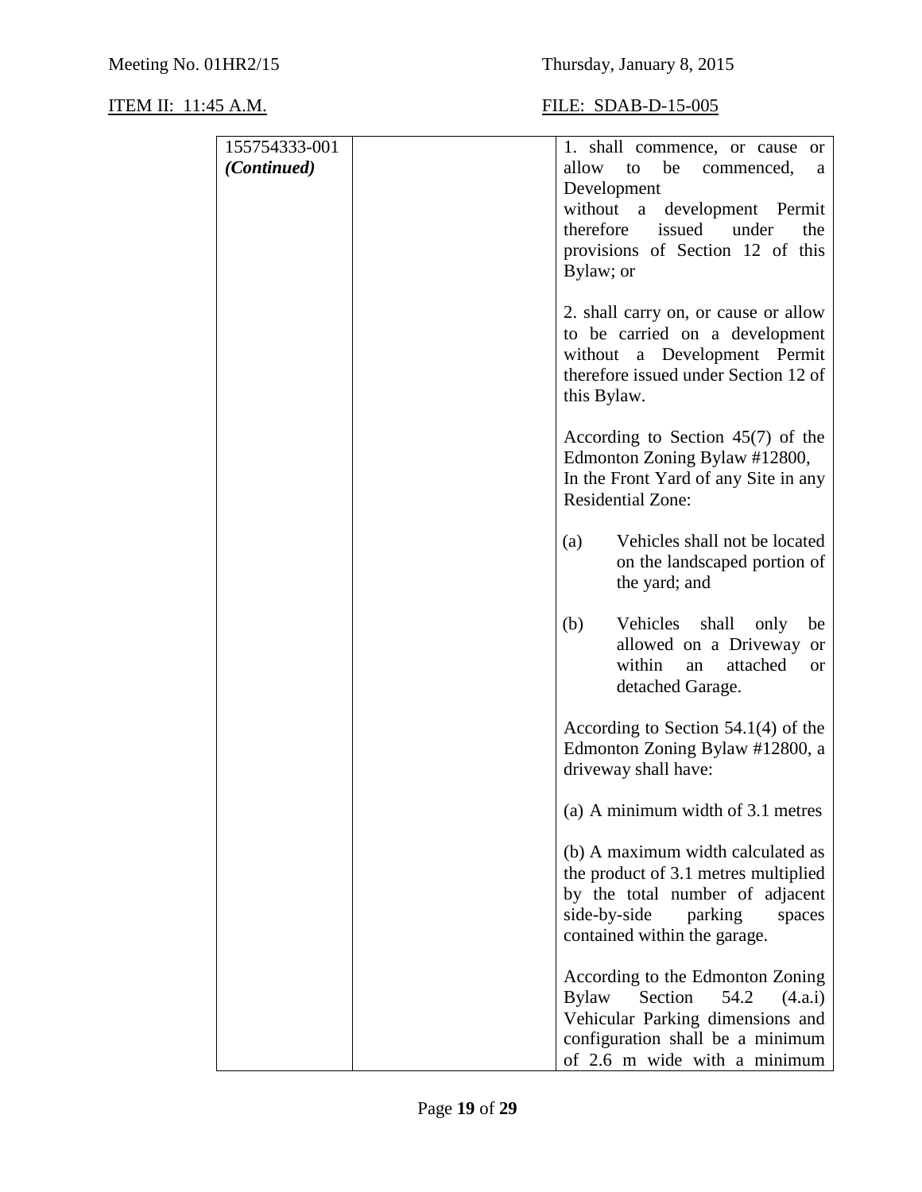Meeting No. 01HR2/15 Thursday, January 8, 2015

ITEM II: 11:45 A.M. FILE: SDAB-D-15-005

| | | |
|---|---|---|
| 155754333-001 *(Continued)* | | 1. shall commence, or cause or allow to be commenced, a Development without a development Permit therefore issued under the provisions of Section 12 of this Bylaw; or<br><br>2. shall carry on, or cause or allow to be carried on a development without a Development Permit therefore issued under Section 12 of this Bylaw.<br><br>According to Section 45(7) of the Edmonton Zoning Bylaw #12800, In the Front Yard of any Site in any Residential Zone:<br><br>(a) Vehicles shall not be located on the landscaped portion of the yard; and<br><br>(b) Vehicles shall only be allowed on a Driveway or within an attached or detached Garage.<br><br>According to Section 54.1(4) of the Edmonton Zoning Bylaw #12800, a driveway shall have:<br><br>(a) A minimum width of 3.1 metres<br><br>(b) A maximum width calculated as the product of 3.1 metres multiplied by the total number of adjacent side-by-side parking spaces contained within the garage.<br><br>According to the Edmonton Zoning Bylaw Section 54.2 (4.a.i) Vehicular Parking dimensions and configuration shall be a minimum of 2.6 m wide with a minimum |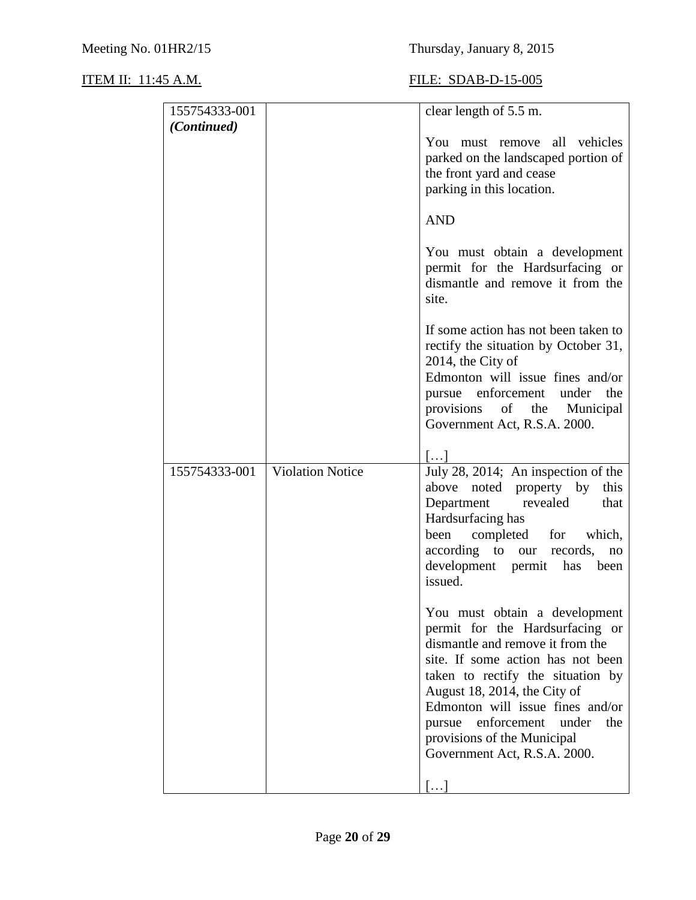Meeting No. 01HR2/15 Thursday, January 8, 2015

ITEM II: 11:45 A.M. FILE: SDAB-D-15-005

| | | |
|---|---|---|
| 155754333-001 *(Continued)* | | clear length of 5.5 m.<br><br>You must remove all vehicles parked on the landscaped portion of the front yard and cease parking in this location.<br><br>AND<br><br>You must obtain a development permit for the Hardsurfacing or dismantle and remove it from the site.<br><br>If some action has not been taken to rectify the situation by October 31, 2014, the City of Edmonton will issue fines and/or pursue enforcement under the provisions of the Municipal Government Act, R.S.A. 2000.<br><br>[…] |
| 155754333-001 | Violation Notice | July 28, 2014; An inspection of the above noted property by this Department revealed that Hardsurfacing has been completed for which, according to our records, no development permit has been issued.<br><br>You must obtain a development permit for the Hardsurfacing or dismantle and remove it from the site. If some action has not been taken to rectify the situation by August 18, 2014, the City of Edmonton will issue fines and/or pursue enforcement under the provisions of the Municipal Government Act, R.S.A. 2000.<br><br>[…] |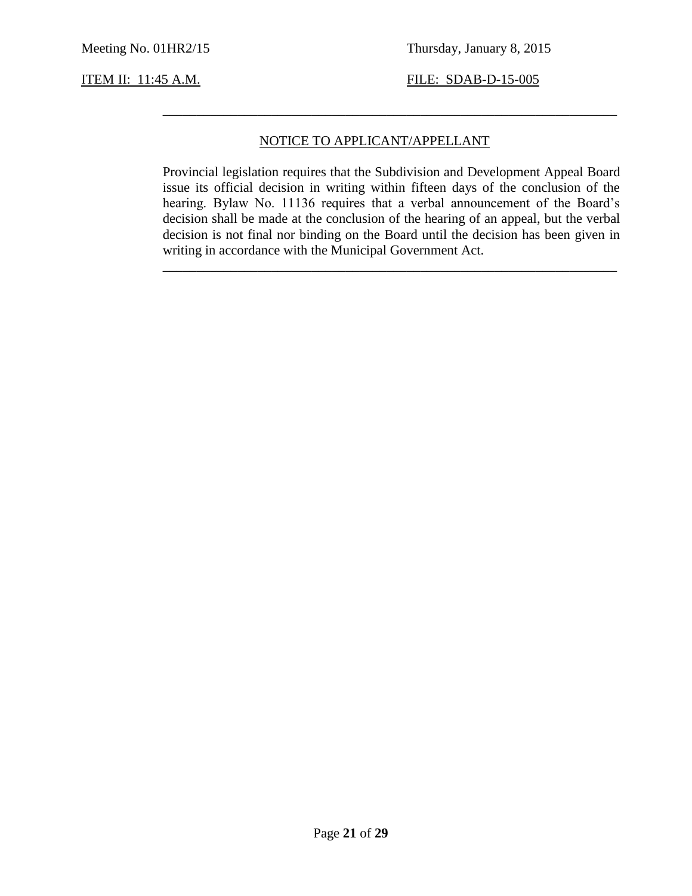---

## NOTICE TO APPLICANT/APPELLANT

Provincial legislation requires that the Subdivision and Development Appeal Board issue its official decision in writing within fifteen days of the conclusion of the hearing. Bylaw No. 11136 requires that a verbal announcement of the Board's decision shall be made at the conclusion of the hearing of an appeal, but the verbal decision is not final nor binding on the Board until the decision has been given in writing in accordance with the Municipal Government Act.

---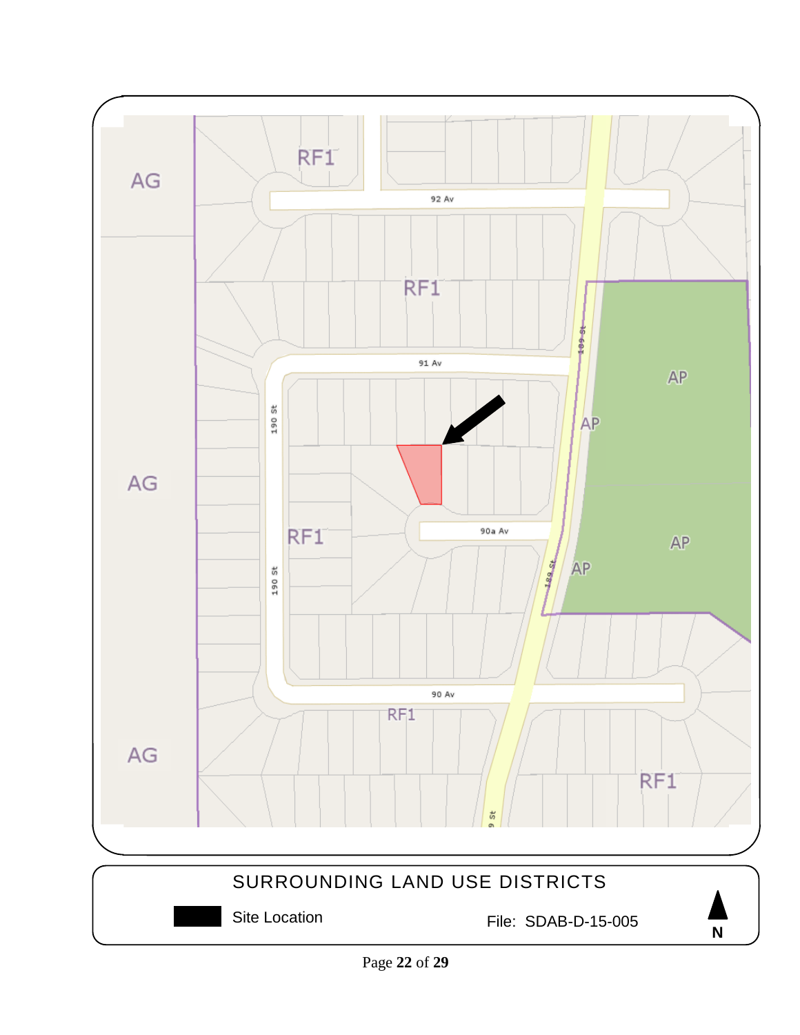AG

RF1

92 Av

RF1

91 Av

190 St

189 St

AP

AP

AG

RF1

90a Av

190 St

189 St

AP

AP

90 Av

RF1

AG

RF1

9 St

SURROUNDING LAND USE DISTRICTS

Site Location

File: SDAB-D-15-005

N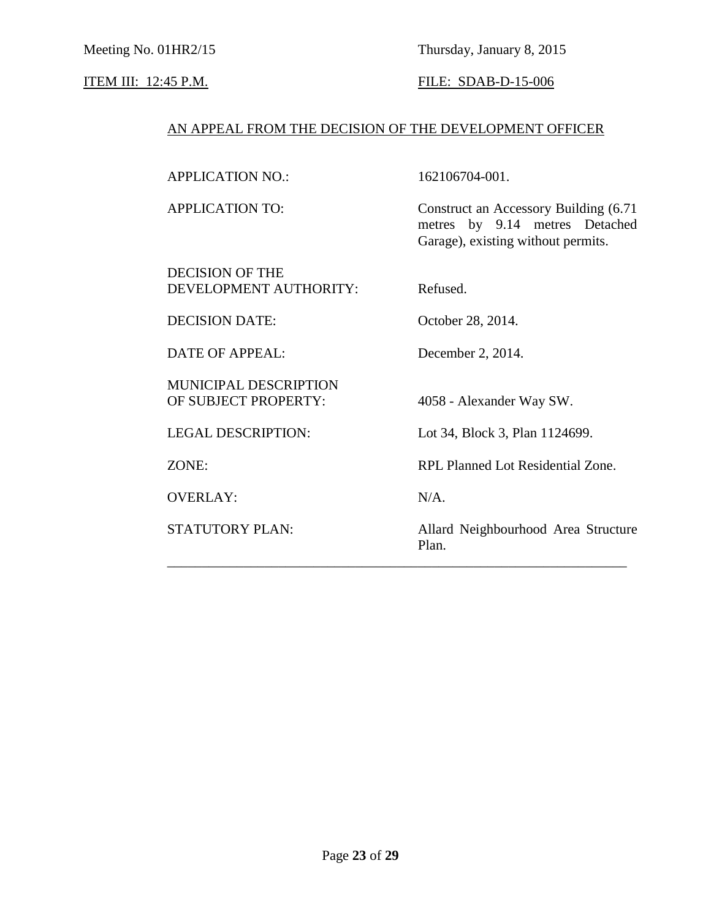Meeting No. 01HR2/15 | Thursday, January 8, 2015

ITEM III: 12:45 P.M. | FILE: SDAB-D-15-006

## AN APPEAL FROM THE DECISION OF THE DEVELOPMENT OFFICER

| | |
|---|---|
| APPLICATION NO.: | 162106704-001. |
| APPLICATION TO: | Construct an Accessory Building (6.71 metres by 9.14 metres Detached Garage), existing without permits. |
| DECISION OF THE DEVELOPMENT AUTHORITY: | Refused. |
| DECISION DATE: | October 28, 2014. |
| DATE OF APPEAL: | December 2, 2014. |
| MUNICIPAL DESCRIPTION OF SUBJECT PROPERTY: | 4058 - Alexander Way SW. |
| LEGAL DESCRIPTION: | Lot 34, Block 3, Plan 1124699. |
| ZONE: | RPL Planned Lot Residential Zone. |
| OVERLAY: | N/A. |
| STATUTORY PLAN: | Allard Neighbourhood Area Structure Plan. |

---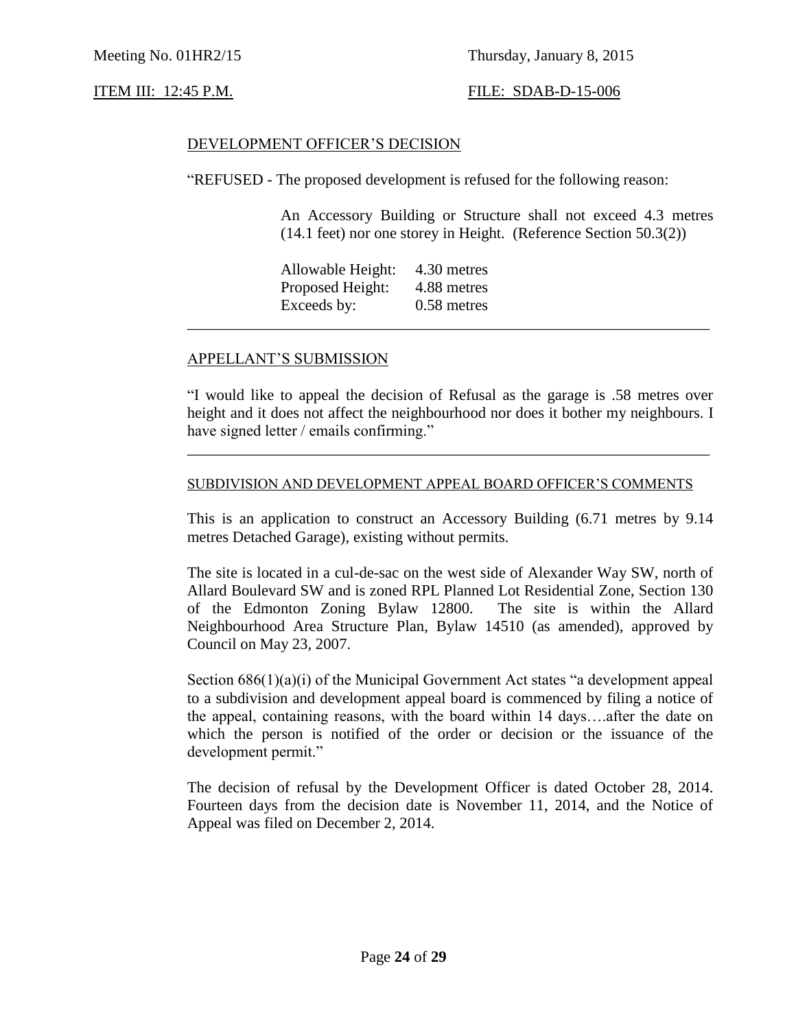Meeting No. 01HR2/15 Thursday, January 8, 2015

ITEM III: 12:45 P.M. FILE: SDAB-D-15-006

DEVELOPMENT OFFICER'S DECISION

"REFUSED - The proposed development is refused for the following reason:

> An Accessory Building or Structure shall not exceed 4.3 metres (14.1 feet) nor one storey in Height. (Reference Section 50.3(2))
>
> Allowable Height: 4.30 metres
> Proposed Height: 4.88 metres
> Exceeds by: 0.58 metres

---

APPELLANT'S SUBMISSION

"I would like to appeal the decision of Refusal as the garage is .58 metres over height and it does not affect the neighbourhood nor does it bother my neighbours. I have signed letter / emails confirming."

---

SUBDIVISION AND DEVELOPMENT APPEAL BOARD OFFICER'S COMMENTS

This is an application to construct an Accessory Building (6.71 metres by 9.14 metres Detached Garage), existing without permits.

The site is located in a cul-de-sac on the west side of Alexander Way SW, north of Allard Boulevard SW and is zoned RPL Planned Lot Residential Zone, Section 130 of the Edmonton Zoning Bylaw 12800. The site is within the Allard Neighbourhood Area Structure Plan, Bylaw 14510 (as amended), approved by Council on May 23, 2007.

Section 686(1)(a)(i) of the Municipal Government Act states "a development appeal to a subdivision and development appeal board is commenced by filing a notice of the appeal, containing reasons, with the board within 14 days….after the date on which the person is notified of the order or decision or the issuance of the development permit."

The decision of refusal by the Development Officer is dated October 28, 2014. Fourteen days from the decision date is November 11, 2014, and the Notice of Appeal was filed on December 2, 2014.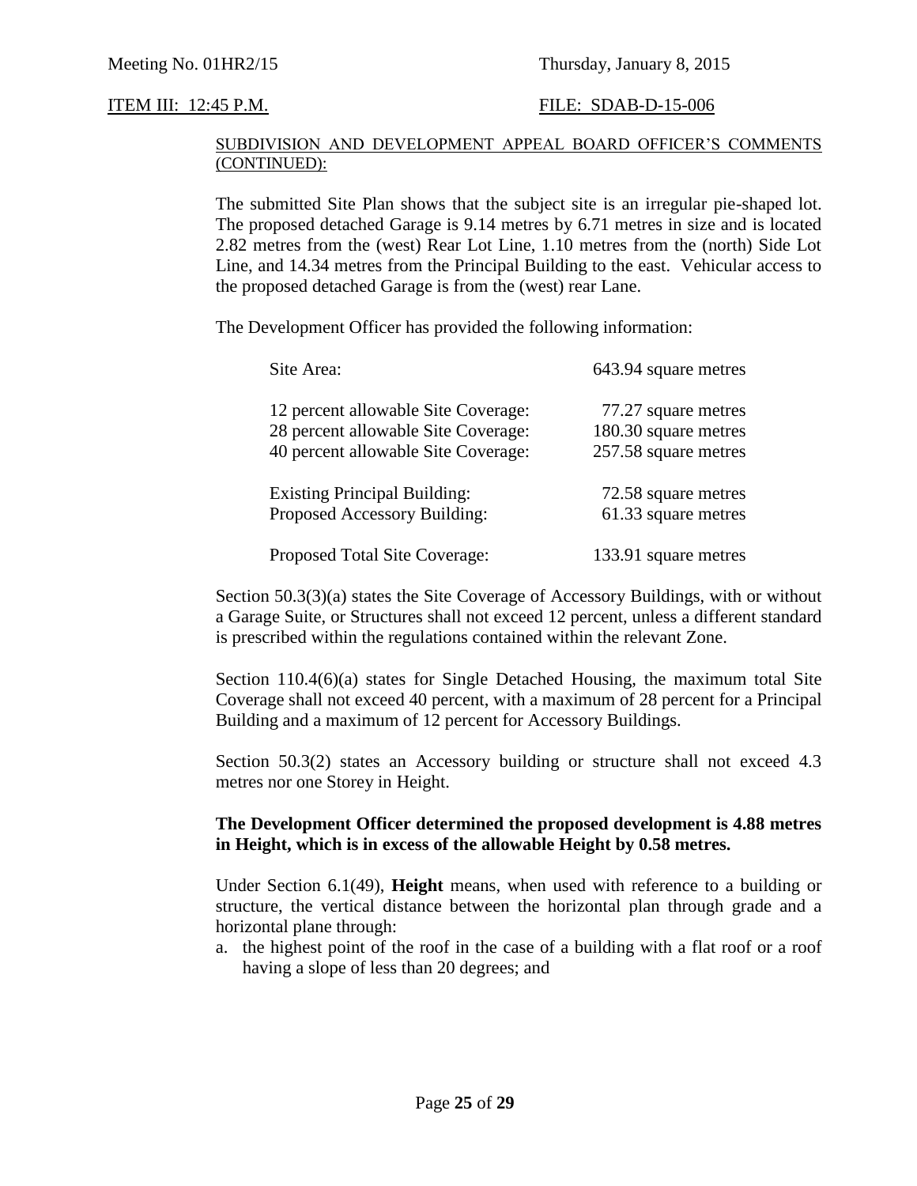SUBDIVISION AND DEVELOPMENT APPEAL BOARD OFFICER'S COMMENTS (CONTINUED):

The submitted Site Plan shows that the subject site is an irregular pie-shaped lot. The proposed detached Garage is 9.14 metres by 6.71 metres in size and is located 2.82 metres from the (west) Rear Lot Line, 1.10 metres from the (north) Side Lot Line, and 14.34 metres from the Principal Building to the east. Vehicular access to the proposed detached Garage is from the (west) rear Lane.

The Development Officer has provided the following information:

| | |
|---|---|
| Site Area: | 643.94 square metres |
| 12 percent allowable Site Coverage: | 77.27 square metres |
| 28 percent allowable Site Coverage: | 180.30 square metres |
| 40 percent allowable Site Coverage: | 257.58 square metres |
| Existing Principal Building: | 72.58 square metres |
| Proposed Accessory Building: | 61.33 square metres |
| Proposed Total Site Coverage: | 133.91 square metres |

Section 50.3(3)(a) states the Site Coverage of Accessory Buildings, with or without a Garage Suite, or Structures shall not exceed 12 percent, unless a different standard is prescribed within the regulations contained within the relevant Zone.

Section 110.4(6)(a) states for Single Detached Housing, the maximum total Site Coverage shall not exceed 40 percent, with a maximum of 28 percent for a Principal Building and a maximum of 12 percent for Accessory Buildings.

Section 50.3(2) states an Accessory building or structure shall not exceed 4.3 metres nor one Storey in Height.

**The Development Officer determined the proposed development is 4.88 metres in Height, which is in excess of the allowable Height by 0.58 metres.**

Under Section 6.1(49), **Height** means, when used with reference to a building or structure, the vertical distance between the horizontal plan through grade and a horizontal plane through:

a. the highest point of the roof in the case of a building with a flat roof or a roof having a slope of less than 20 degrees; and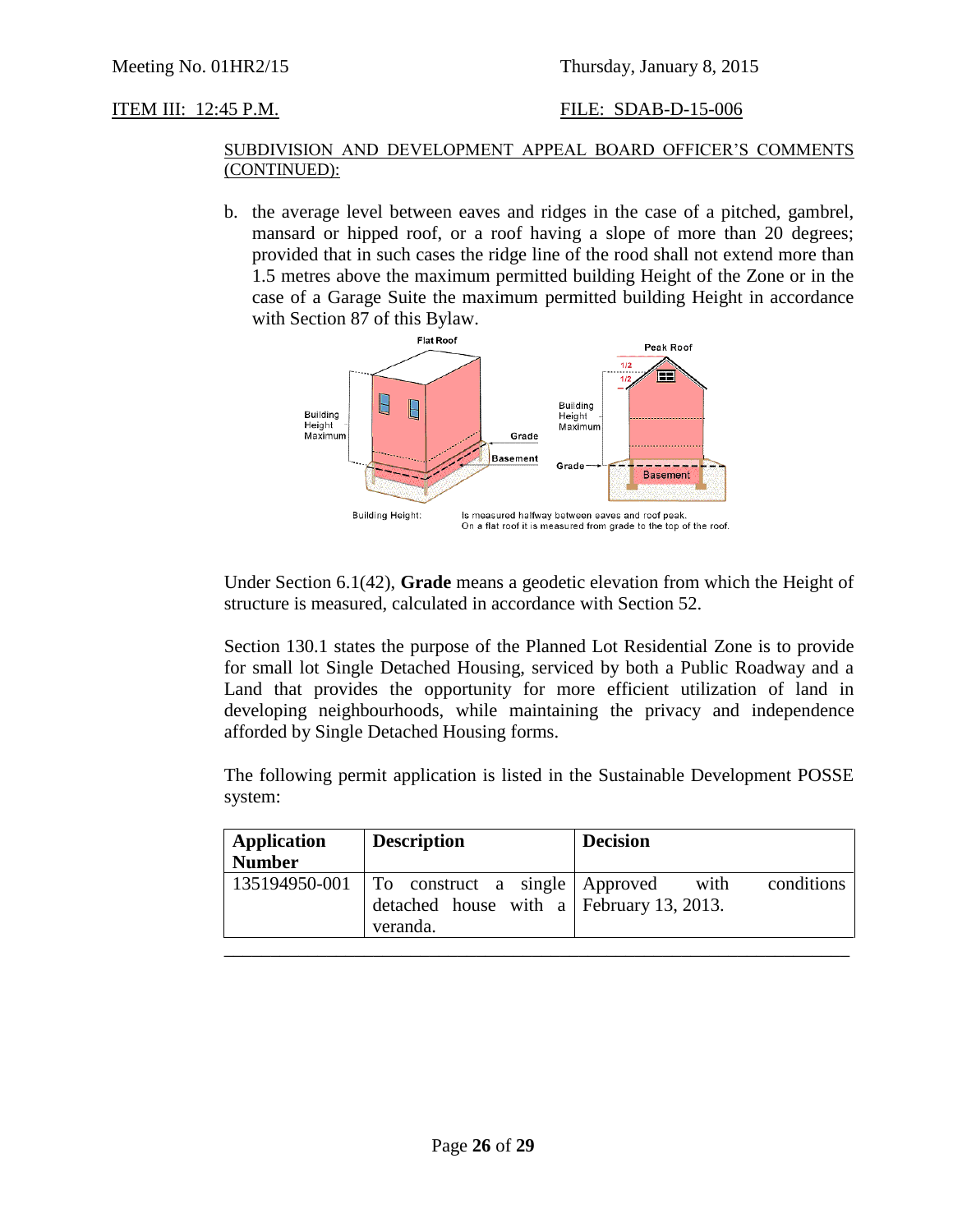Meeting No. 01HR2/15 Thursday, January 8, 2015

ITEM III: 12:45 P.M. FILE: SDAB-D-15-006

SUBDIVISION AND DEVELOPMENT APPEAL BOARD OFFICER'S COMMENTS (CONTINUED):

b. the average level between eaves and ridges in the case of a pitched, gambrel, mansard or hipped roof, or a roof having a slope of more than 20 degrees; provided that in such cases the ridge line of the rood shall not extend more than 1.5 metres above the maximum permitted building Height of the Zone or in the case of a Garage Suite the maximum permitted building Height in accordance with Section 87 of this Bylaw.

Building Height: Is measured halfway between eaves and roof peak. On a flat roof it is measured from grade to the top of the roof.

Under Section 6.1(42), **Grade** means a geodetic elevation from which the Height of structure is measured, calculated in accordance with Section 52.

Section 130.1 states the purpose of the Planned Lot Residential Zone is to provide for small lot Single Detached Housing, serviced by both a Public Roadway and a Land that provides the opportunity for more efficient utilization of land in developing neighbourhoods, while maintaining the privacy and independence afforded by Single Detached Housing forms.

The following permit application is listed in the Sustainable Development POSSE system:

| Application Number | Description | Decision |
|---|---|---|
| 135194950-001 | To construct a single detached house with a veranda. | Approved with conditions February 13, 2013. |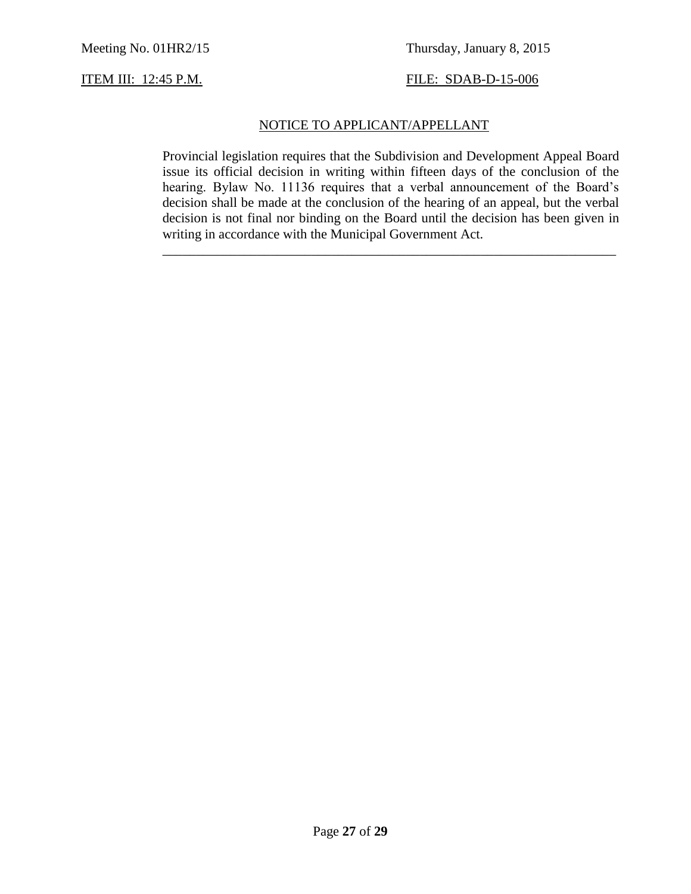Meeting No. 01HR2/15 Thursday, January 8, 2015

ITEM III: 12:45 P.M. FILE: SDAB-D-15-006

## NOTICE TO APPLICANT/APPELLANT

Provincial legislation requires that the Subdivision and Development Appeal Board issue its official decision in writing within fifteen days of the conclusion of the hearing. Bylaw No. 11136 requires that a verbal announcement of the Board's decision shall be made at the conclusion of the hearing of an appeal, but the verbal decision is not final nor binding on the Board until the decision has been given in writing in accordance with the Municipal Government Act.

---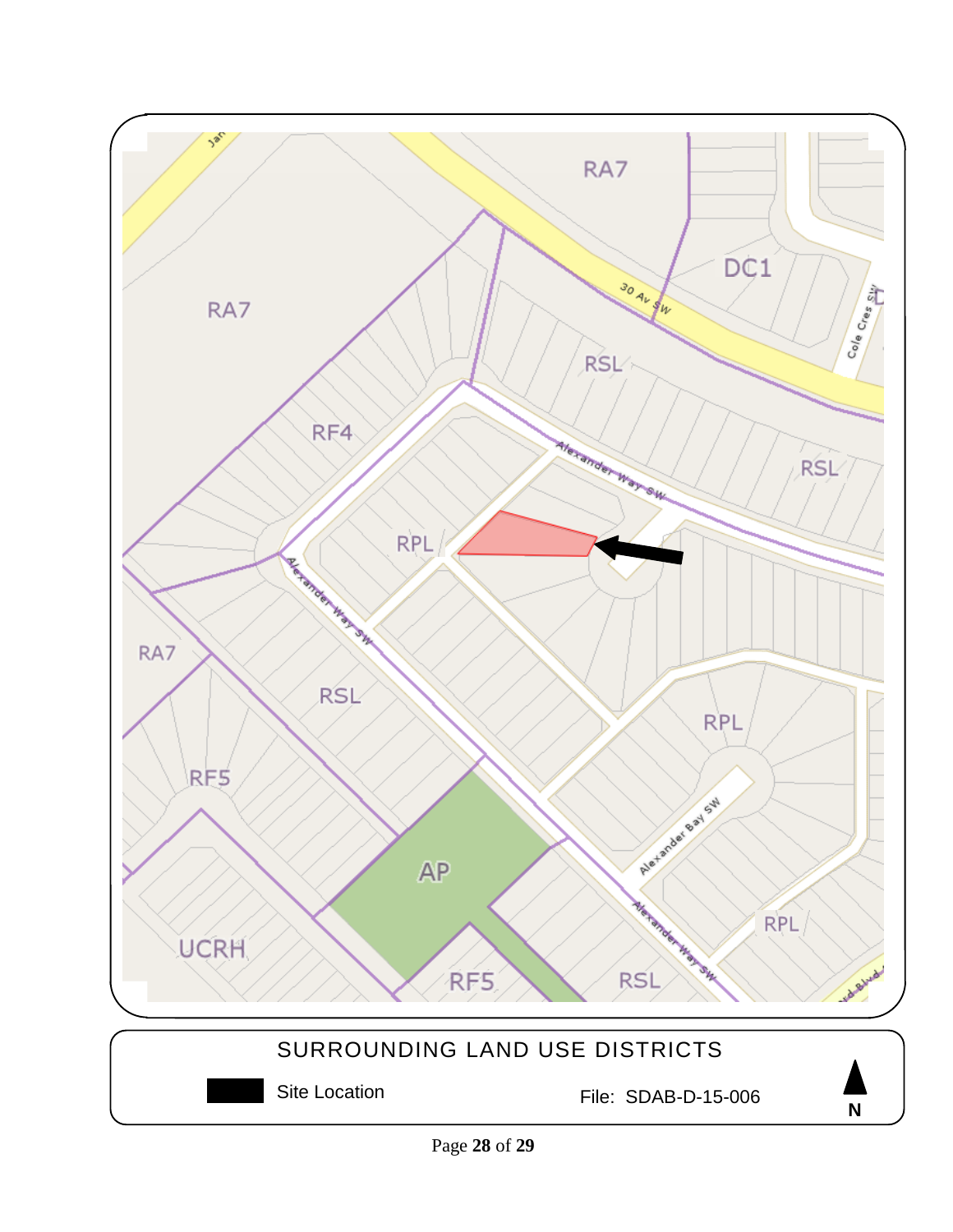SURROUNDING LAND USE DISTRICTS

Site Location

File: SDAB-D-15-006

N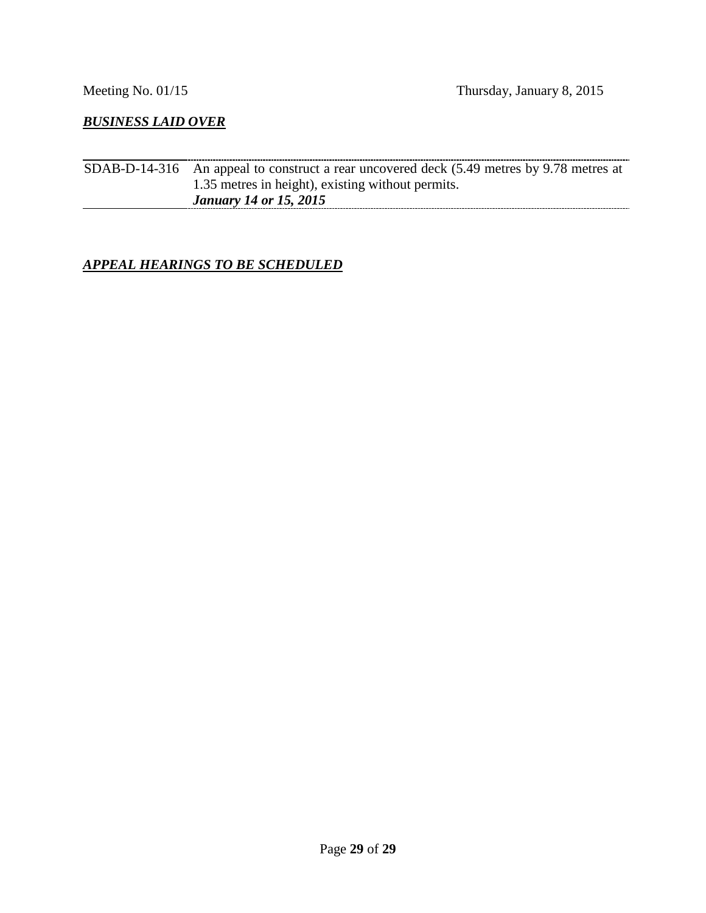Meeting No. 01/15 Thursday, January 8, 2015

***BUSINESS LAID OVER***

| | |
|---|---|
| SDAB-D-14-316 | An appeal to construct a rear uncovered deck (5.49 metres by 9.78 metres at 1.35 metres in height), existing without permits. ***January 14 or 15, 2015*** |

***APPEAL HEARINGS TO BE SCHEDULED***